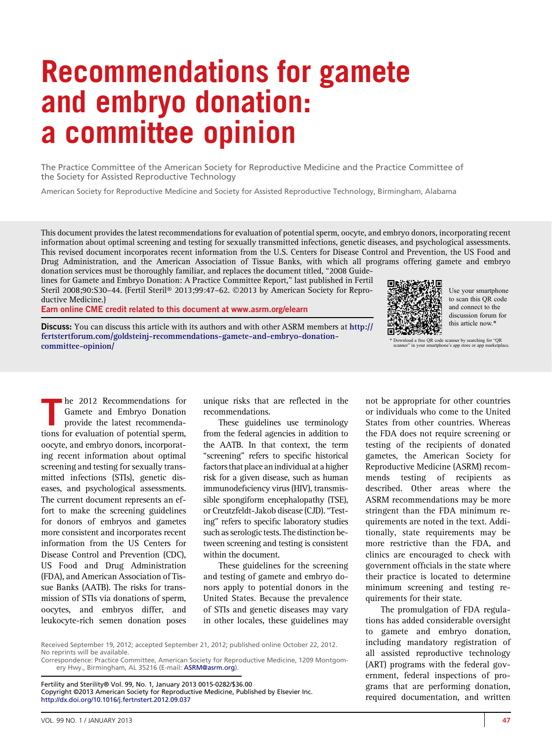# Recommendations for gamete and embryo donation: a committee opinion

The Practice Committee of the American Society for Reproductive Medicine and the Practice Committee of the Society for Assisted Reproductive Technology

American Society for Reproductive Medicine and Society for Assisted Reproductive Technology, Birmingham, Alabama

This document provides the latest recommendations for evaluation of potential sperm, oocyte, and embryo donors, incorporating recent information about optimal screening and testing for sexually transmitted infections, genetic diseases, and psychological assessments. This revised document incorporates recent information from the U.S. Centers for Disease Control and Prevention, the US Food and Drug Administration, and the American Association of Tissue Banks, with which all programs offering gamete and embryo donation services must be thoroughly familiar, and replaces the document titled, "2008 Guidelines for Gamete and Embryo Donation: A Practice Committee Report," last published in Fertil Steril 2008;90:S30–44. (Fertil Steril® 2013;99:47–62. ©2013 by American Society for Reproductive Medicine.)

**Earn online CME credit related to this document at www.asrm.org/elearn**

**Discuss:** You can discuss this article with its authors and with other ASRM members at http://fertstertforum.com/goldsteinj-recommendations-gamete-and-embryo-donation-committee-opinion/

Use your smartphone to scan this QR code and connect to the discussion forum for this article now.*

\* Download a free QR code scanner by searching for "QR scanner" in your smartphone's app store or app marketplace.

The 2012 Recommendations for Gamete and Embryo Donation provide the latest recommendations for evaluation of potential sperm, oocyte, and embryo donors, incorporating recent information about optimal screening and testing for sexually transmitted infections (STIs), genetic diseases, and psychological assessments. The current document represents an effort to make the screening guidelines for donors of embryos and gametes more consistent and incorporates recent information from the US Centers for Disease Control and Prevention (CDC), US Food and Drug Administration (FDA), and American Association of Tissue Banks (AATB). The risks for transmission of STIs via donations of sperm, oocytes, and embryos differ, and leukocyte-rich semen donation poses unique risks that are reflected in the recommendations.

These guidelines use terminology from the federal agencies in addition to the AATB. In that context, the term "screening" refers to specific historical factors that place an individual at a higher risk for a given disease, such as human immunodeficiency virus (HIV), transmissible spongiform encephalopathy (TSE), or Creutzfeldt-Jakob disease (CJD). "Testing" refers to specific laboratory studies such as serologic tests. The distinction between screening and testing is consistent within the document.

These guidelines for the screening and testing of gamete and embryo donors apply to potential donors in the United States. Because the prevalence of STIs and genetic diseases may vary in other locales, these guidelines may not be appropriate for other countries or individuals who come to the United States from other countries. Whereas the FDA does not require screening or testing of the recipients of donated gametes, the American Society for Reproductive Medicine (ASRM) recommends testing of recipients as described. Other areas where the ASRM recommendations may be more stringent than the FDA minimum requirements are noted in the text. Additionally, state requirements may be more restrictive than the FDA, and clinics are encouraged to check with government officials in the state where their practice is located to determine minimum screening and testing requirements for their state.

The promulgation of FDA regulations has added considerable oversight to gamete and embryo donation, including mandatory registration of all assisted reproductive technology (ART) programs with the federal government, federal inspections of programs that are performing donation, required documentation, and written

Received September 19, 2012; accepted September 21, 2012; published online October 22, 2012.
No reprints will be available.
Correspondence: Practice Committee, American Society for Reproductive Medicine, 1209 Montgomery Hwy., Birmingham, AL 35216 (E-mail: ASRM@asrm.org).

Fertility and Sterility® Vol. 99, No. 1, January 2013 0015-0282/$36.00
Copyright ©2013 American Society for Reproductive Medicine, Published by Elsevier Inc.
http://dx.doi.org/10.1016/j.fertnstert.2012.09.037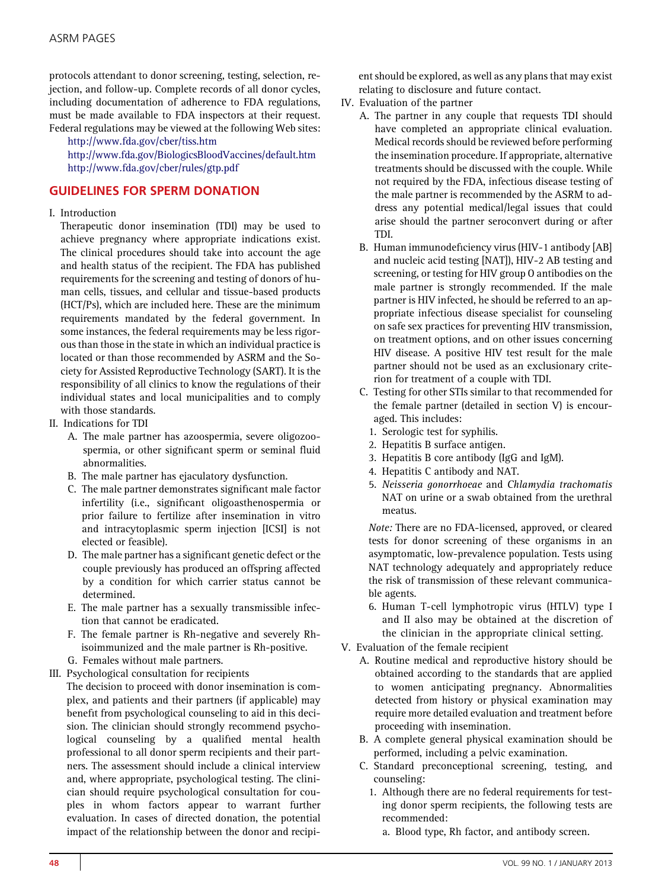protocols attendant to donor screening, testing, selection, rejection, and follow-up. Complete records of all donor cycles, including documentation of adherence to FDA regulations, must be made available to FDA inspectors at their request. Federal regulations may be viewed at the following Web sites:

http://www.fda.gov/cber/tiss.htm
http://www.fda.gov/BiologicsBloodVaccines/default.htm
http://www.fda.gov/cber/rules/gtp.pdf

## GUIDELINES FOR SPERM DONATION

I. Introduction

Therapeutic donor insemination (TDI) may be used to achieve pregnancy where appropriate indications exist. The clinical procedures should take into account the age and health status of the recipient. The FDA has published requirements for the screening and testing of donors of human cells, tissues, and cellular and tissue-based products (HCT/Ps), which are included here. These are the minimum requirements mandated by the federal government. In some instances, the federal requirements may be less rigorous than those in the state in which an individual practice is located or than those recommended by ASRM and the Society for Assisted Reproductive Technology (SART). It is the responsibility of all clinics to know the regulations of their individual states and local municipalities and to comply with those standards.

II. Indications for TDI

- A. The male partner has azoospermia, severe oligozoospermia, or other significant sperm or seminal fluid abnormalities.
- B. The male partner has ejaculatory dysfunction.
- C. The male partner demonstrates significant male factor infertility (i.e., significant oligoasthenospermia or prior failure to fertilize after insemination in vitro and intracytoplasmic sperm injection [ICSI] is not elected or feasible).
- D. The male partner has a significant genetic defect or the couple previously has produced an offspring affected by a condition for which carrier status cannot be determined.
- E. The male partner has a sexually transmissible infection that cannot be eradicated.
- F. The female partner is Rh-negative and severely Rh-isoimmunized and the male partner is Rh-positive.
- G. Females without male partners.

III. Psychological consultation for recipients

The decision to proceed with donor insemination is complex, and patients and their partners (if applicable) may benefit from psychological counseling to aid in this decision. The clinician should strongly recommend psychological counseling by a qualified mental health professional to all donor sperm recipients and their partners. The assessment should include a clinical interview and, where appropriate, psychological testing. The clinician should require psychological consultation for couples in whom factors appear to warrant further evaluation. In cases of directed donation, the potential impact of the relationship between the donor and recipient should be explored, as well as any plans that may exist relating to disclosure and future contact.

IV. Evaluation of the partner

- A. The partner in any couple that requests TDI should have completed an appropriate clinical evaluation. Medical records should be reviewed before performing the insemination procedure. If appropriate, alternative treatments should be discussed with the couple. While not required by the FDA, infectious disease testing of the male partner is recommended by the ASRM to address any potential medical/legal issues that could arise should the partner seroconvert during or after TDI.
- B. Human immunodeficiency virus (HIV-1 antibody [AB] and nucleic acid testing [NAT]), HIV-2 AB testing and screening, or testing for HIV group O antibodies on the male partner is strongly recommended. If the male partner is HIV infected, he should be referred to an appropriate infectious disease specialist for counseling on safe sex practices for preventing HIV transmission, on treatment options, and on other issues concerning HIV disease. A positive HIV test result for the male partner should not be used as an exclusionary criterion for treatment of a couple with TDI.
- C. Testing for other STIs similar to that recommended for the female partner (detailed in section V) is encouraged. This includes:
  1. Serologic test for syphilis.
  2. Hepatitis B surface antigen.
  3. Hepatitis B core antibody (IgG and IgM).
  4. Hepatitis C antibody and NAT.
  5. *Neisseria gonorrhoeae* and *Chlamydia trachomatis* NAT on urine or a swab obtained from the urethral meatus.

  *Note:* There are no FDA-licensed, approved, or cleared tests for donor screening of these organisms in an asymptomatic, low-prevalence population. Tests using NAT technology adequately and appropriately reduce the risk of transmission of these relevant communicable agents.

  6. Human T-cell lymphotropic virus (HTLV) type I and II also may be obtained at the discretion of the clinician in the appropriate clinical setting.

V. Evaluation of the female recipient

- A. Routine medical and reproductive history should be obtained according to the standards that are applied to women anticipating pregnancy. Abnormalities detected from history or physical examination may require more detailed evaluation and treatment before proceeding with insemination.
- B. A complete general physical examination should be performed, including a pelvic examination.
- C. Standard preconceptional screening, testing, and counseling:
  1. Although there are no federal requirements for testing donor sperm recipients, the following tests are recommended:
     - a. Blood type, Rh factor, and antibody screen.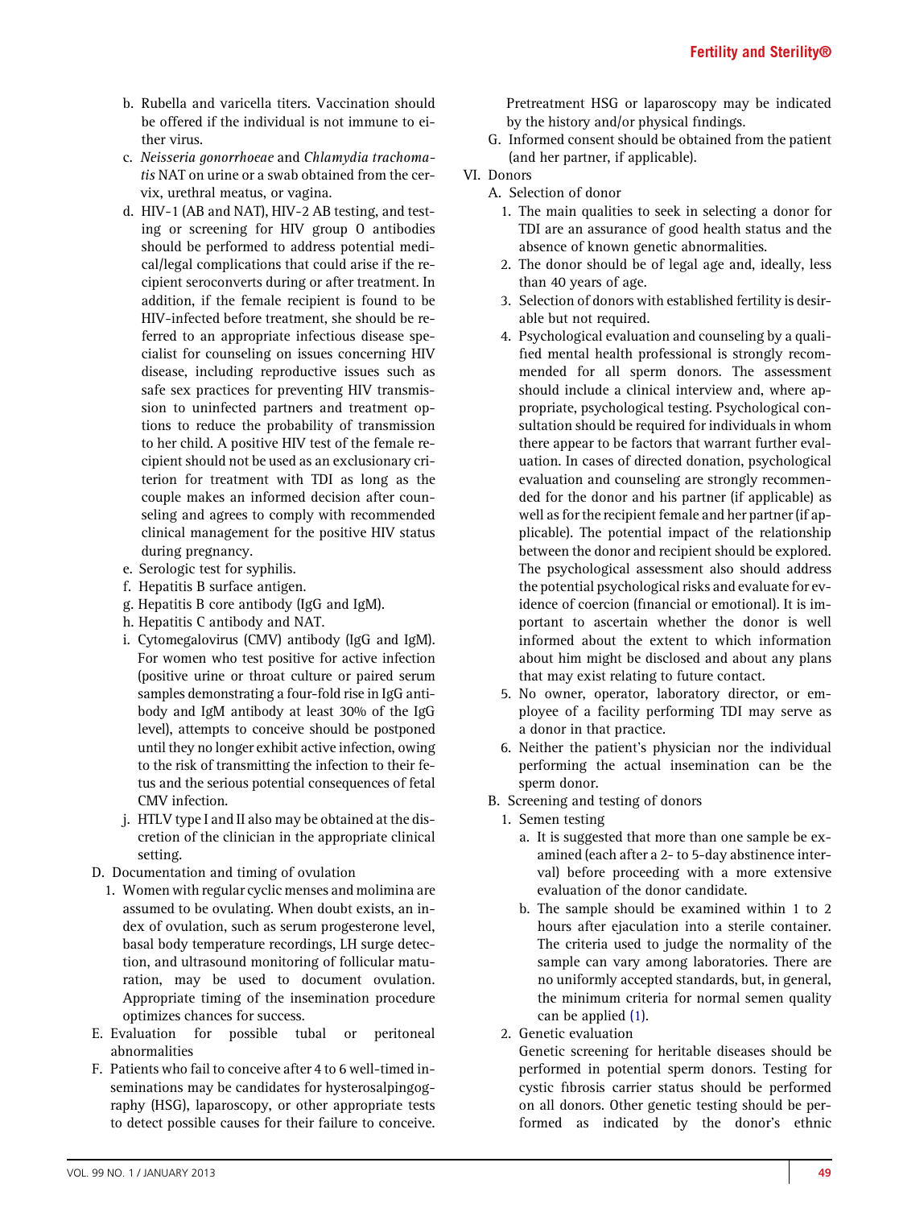b. Rubella and varicella titers. Vaccination should be offered if the individual is not immune to either virus.

c. *Neisseria gonorrhoeae* and *Chlamydia trachomatis* NAT on urine or a swab obtained from the cervix, urethral meatus, or vagina.

d. HIV-1 (AB and NAT), HIV-2 AB testing, and testing or screening for HIV group O antibodies should be performed to address potential medical/legal complications that could arise if the recipient seroconverts during or after treatment. In addition, if the female recipient is found to be HIV-infected before treatment, she should be referred to an appropriate infectious disease specialist for counseling on issues concerning HIV disease, including reproductive issues such as safe sex practices for preventing HIV transmission to uninfected partners and treatment options to reduce the probability of transmission to her child. A positive HIV test of the female recipient should not be used as an exclusionary criterion for treatment with TDI as long as the couple makes an informed decision after counseling and agrees to comply with recommended clinical management for the positive HIV status during pregnancy.

e. Serologic test for syphilis.

f. Hepatitis B surface antigen.

g. Hepatitis B core antibody (IgG and IgM).

h. Hepatitis C antibody and NAT.

i. Cytomegalovirus (CMV) antibody (IgG and IgM). For women who test positive for active infection (positive urine or throat culture or paired serum samples demonstrating a four-fold rise in IgG antibody and IgM antibody at least 30% of the IgG level), attempts to conceive should be postponed until they no longer exhibit active infection, owing to the risk of transmitting the infection to their fetus and the serious potential consequences of fetal CMV infection.

j. HTLV type I and II also may be obtained at the discretion of the clinician in the appropriate clinical setting.

D. Documentation and timing of ovulation

1. Women with regular cyclic menses and molimina are assumed to be ovulating. When doubt exists, an index of ovulation, such as serum progesterone level, basal body temperature recordings, LH surge detection, and ultrasound monitoring of follicular maturation, may be used to document ovulation. Appropriate timing of the insemination procedure optimizes chances for success.

E. Evaluation for possible tubal or peritoneal abnormalities

F. Patients who fail to conceive after 4 to 6 well-timed inseminations may be candidates for hysterosalpingography (HSG), laparoscopy, or other appropriate tests to detect possible causes for their failure to conceive. Pretreatment HSG or laparoscopy may be indicated by the history and/or physical findings.

G. Informed consent should be obtained from the patient (and her partner, if applicable).

VI. Donors

A. Selection of donor

1. The main qualities to seek in selecting a donor for TDI are an assurance of good health status and the absence of known genetic abnormalities.

2. The donor should be of legal age and, ideally, less than 40 years of age.

3. Selection of donors with established fertility is desirable but not required.

4. Psychological evaluation and counseling by a qualified mental health professional is strongly recommended for all sperm donors. The assessment should include a clinical interview and, where appropriate, psychological testing. Psychological consultation should be required for individuals in whom there appear to be factors that warrant further evaluation. In cases of directed donation, psychological evaluation and counseling are strongly recommended for the donor and his partner (if applicable) as well as for the recipient female and her partner (if applicable). The potential impact of the relationship between the donor and recipient should be explored. The psychological assessment also should address the potential psychological risks and evaluate for evidence of coercion (financial or emotional). It is important to ascertain whether the donor is well informed about the extent to which information about him might be disclosed and about any plans that may exist relating to future contact.

5. No owner, operator, laboratory director, or employee of a facility performing TDI may serve as a donor in that practice.

6. Neither the patient's physician nor the individual performing the actual insemination can be the sperm donor.

B. Screening and testing of donors

1. Semen testing

a. It is suggested that more than one sample be examined (each after a 2- to 5-day abstinence interval) before proceeding with a more extensive evaluation of the donor candidate.

b. The sample should be examined within 1 to 2 hours after ejaculation into a sterile container. The criteria used to judge the normality of the sample can vary among laboratories. There are no uniformly accepted standards, but, in general, the minimum criteria for normal semen quality can be applied (1).

2. Genetic evaluation

Genetic screening for heritable diseases should be performed in potential sperm donors. Testing for cystic fibrosis carrier status should be performed on all donors. Other genetic testing should be performed as indicated by the donor's ethnic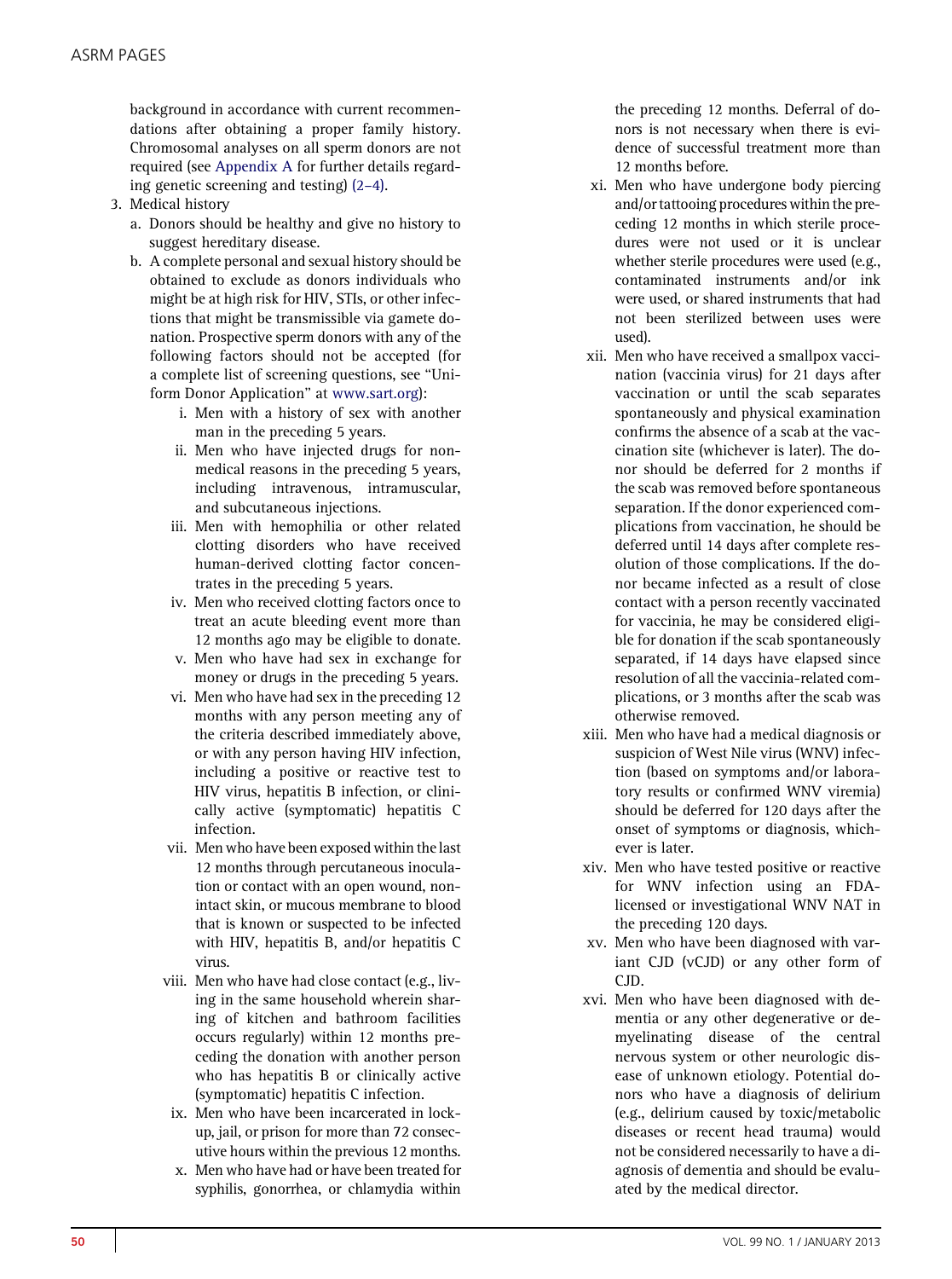background in accordance with current recommendations after obtaining a proper family history. Chromosomal analyses on all sperm donors are not required (see Appendix A for further details regarding genetic screening and testing) (2–4).

3. Medical history
   a. Donors should be healthy and give no history to suggest hereditary disease.
   b. A complete personal and sexual history should be obtained to exclude as donors individuals who might be at high risk for HIV, STIs, or other infections that might be transmissible via gamete donation. Prospective sperm donors with any of the following factors should not be accepted (for a complete list of screening questions, see "Uniform Donor Application" at www.sart.org):
      i. Men with a history of sex with another man in the preceding 5 years.
      ii. Men who have injected drugs for nonmedical reasons in the preceding 5 years, including intravenous, intramuscular, and subcutaneous injections.
      iii. Men with hemophilia or other related clotting disorders who have received human-derived clotting factor concentrates in the preceding 5 years.
      iv. Men who received clotting factors once to treat an acute bleeding event more than 12 months ago may be eligible to donate.
      v. Men who have had sex in exchange for money or drugs in the preceding 5 years.
      vi. Men who have had sex in the preceding 12 months with any person meeting any of the criteria described immediately above, or with any person having HIV infection, including a positive or reactive test to HIV virus, hepatitis B infection, or clinically active (symptomatic) hepatitis C infection.
      vii. Men who have been exposed within the last 12 months through percutaneous inoculation or contact with an open wound, nonintact skin, or mucous membrane to blood that is known or suspected to be infected with HIV, hepatitis B, and/or hepatitis C virus.
      viii. Men who have had close contact (e.g., living in the same household wherein sharing of kitchen and bathroom facilities occurs regularly) within 12 months preceding the donation with another person who has hepatitis B or clinically active (symptomatic) hepatitis C infection.
      ix. Men who have been incarcerated in lockup, jail, or prison for more than 72 consecutive hours within the previous 12 months.
      x. Men who have had or have been treated for syphilis, gonorrhea, or chlamydia within the preceding 12 months. Deferral of donors is not necessary when there is evidence of successful treatment more than 12 months before.
      xi. Men who have undergone body piercing and/or tattooing procedures within the preceding 12 months in which sterile procedures were not used or it is unclear whether sterile procedures were used (e.g., contaminated instruments and/or ink were used, or shared instruments that had not been sterilized between uses were used).
      xii. Men who have received a smallpox vaccination (vaccinia virus) for 21 days after vaccination or until the scab separates spontaneously and physical examination confirms the absence of a scab at the vaccination site (whichever is later). The donor should be deferred for 2 months if the scab was removed before spontaneous separation. If the donor experienced complications from vaccination, he should be deferred until 14 days after complete resolution of those complications. If the donor became infected as a result of close contact with a person recently vaccinated for vaccinia, he may be considered eligible for donation if the scab spontaneously separated, if 14 days have elapsed since resolution of all the vaccinia-related complications, or 3 months after the scab was otherwise removed.
      xiii. Men who have had a medical diagnosis or suspicion of West Nile virus (WNV) infection (based on symptoms and/or laboratory results or confirmed WNV viremia) should be deferred for 120 days after the onset of symptoms or diagnosis, whichever is later.
      xiv. Men who have tested positive or reactive for WNV infection using an FDA-licensed or investigational WNV NAT in the preceding 120 days.
      xv. Men who have been diagnosed with variant CJD (vCJD) or any other form of CJD.
      xvi. Men who have been diagnosed with dementia or any other degenerative or demyelinating disease of the central nervous system or other neurologic disease of unknown etiology. Potential donors who have a diagnosis of delirium (e.g., delirium caused by toxic/metabolic diseases or recent head trauma) would not be considered necessarily to have a diagnosis of dementia and should be evaluated by the medical director.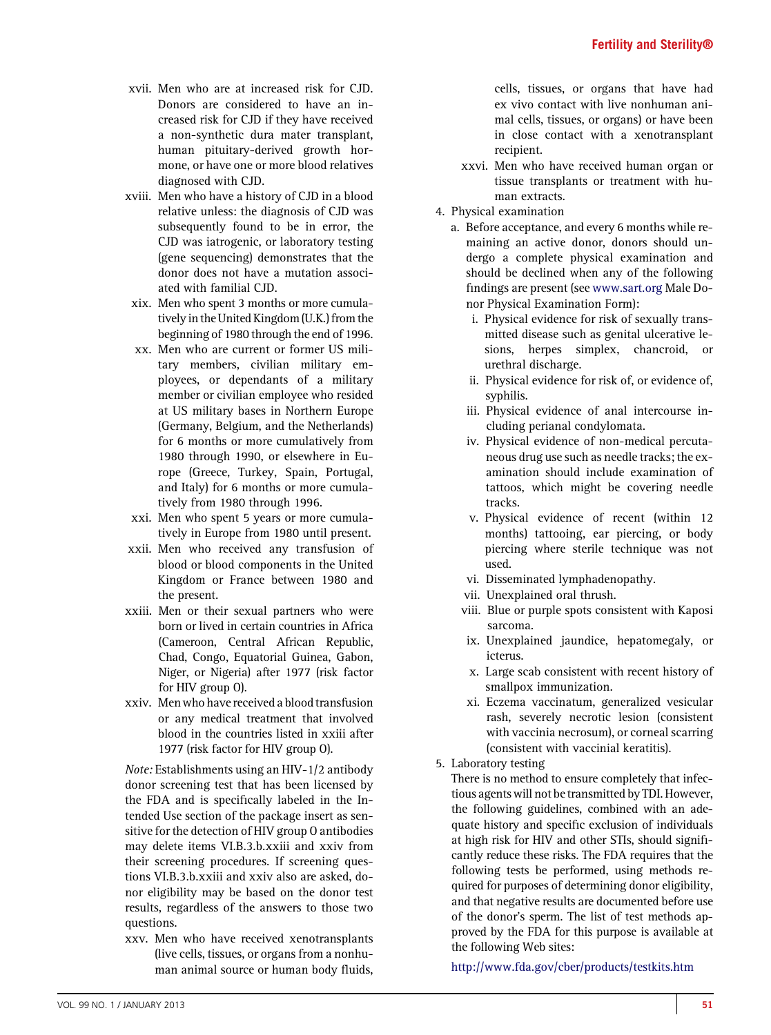- xvii. Men who are at increased risk for CJD. Donors are considered to have an increased risk for CJD if they have received a non-synthetic dura mater transplant, human pituitary-derived growth hormone, or have one or more blood relatives diagnosed with CJD.
- xviii. Men who have a history of CJD in a blood relative unless: the diagnosis of CJD was subsequently found to be in error, the CJD was iatrogenic, or laboratory testing (gene sequencing) demonstrates that the donor does not have a mutation associated with familial CJD.
- xix. Men who spent 3 months or more cumulatively in the United Kingdom (U.K.) from the beginning of 1980 through the end of 1996.
- xx. Men who are current or former US military members, civilian military employees, or dependants of a military member or civilian employee who resided at US military bases in Northern Europe (Germany, Belgium, and the Netherlands) for 6 months or more cumulatively from 1980 through 1990, or elsewhere in Europe (Greece, Turkey, Spain, Portugal, and Italy) for 6 months or more cumulatively from 1980 through 1996.
- xxi. Men who spent 5 years or more cumulatively in Europe from 1980 until present.
- xxii. Men who received any transfusion of blood or blood components in the United Kingdom or France between 1980 and the present.
- xxiii. Men or their sexual partners who were born or lived in certain countries in Africa (Cameroon, Central African Republic, Chad, Congo, Equatorial Guinea, Gabon, Niger, or Nigeria) after 1977 (risk factor for HIV group O).
- xxiv. Men who have received a blood transfusion or any medical treatment that involved blood in the countries listed in xxiii after 1977 (risk factor for HIV group O).

*Note:* Establishments using an HIV-1/2 antibody donor screening test that has been licensed by the FDA and is specifically labeled in the Intended Use section of the package insert as sensitive for the detection of HIV group O antibodies may delete items VI.B.3.b.xxiii and xxiv from their screening procedures. If screening questions VI.B.3.b.xxiii and xxiv also are asked, donor eligibility may be based on the donor test results, regardless of the answers to those two questions.

- xxv. Men who have received xenotransplants (live cells, tissues, or organs from a nonhuman animal source or human body fluids, cells, tissues, or organs that have had ex vivo contact with live nonhuman animal cells, tissues, or organs) or have been in close contact with a xenotransplant recipient.
- xxvi. Men who have received human organ or tissue transplants or treatment with human extracts.

4. Physical examination
   a. Before acceptance, and every 6 months while remaining an active donor, donors should undergo a complete physical examination and should be declined when any of the following findings are present (see www.sart.org Male Donor Physical Examination Form):
      - i. Physical evidence for risk of sexually transmitted disease such as genital ulcerative lesions, herpes simplex, chancroid, or urethral discharge.
      - ii. Physical evidence for risk of, or evidence of, syphilis.
      - iii. Physical evidence of anal intercourse including perianal condylomata.
      - iv. Physical evidence of non-medical percutaneous drug use such as needle tracks; the examination should include examination of tattoos, which might be covering needle tracks.
      - v. Physical evidence of recent (within 12 months) tattooing, ear piercing, or body piercing where sterile technique was not used.
      - vi. Disseminated lymphadenopathy.
      - vii. Unexplained oral thrush.
      - viii. Blue or purple spots consistent with Kaposi sarcoma.
      - ix. Unexplained jaundice, hepatomegaly, or icterus.
      - x. Large scab consistent with recent history of smallpox immunization.
      - xi. Eczema vaccinatum, generalized vesicular rash, severely necrotic lesion (consistent with vaccinia necrosum), or corneal scarring (consistent with vaccinial keratitis).
5. Laboratory testing

   There is no method to ensure completely that infectious agents will not be transmitted by TDI. However, the following guidelines, combined with an adequate history and specific exclusion of individuals at high risk for HIV and other STIs, should significantly reduce these risks. The FDA requires that the following tests be performed, using methods required for purposes of determining donor eligibility, and that negative results are documented before use of the donor's sperm. The list of test methods approved by the FDA for this purpose is available at the following Web sites:

   http://www.fda.gov/cber/products/testkits.htm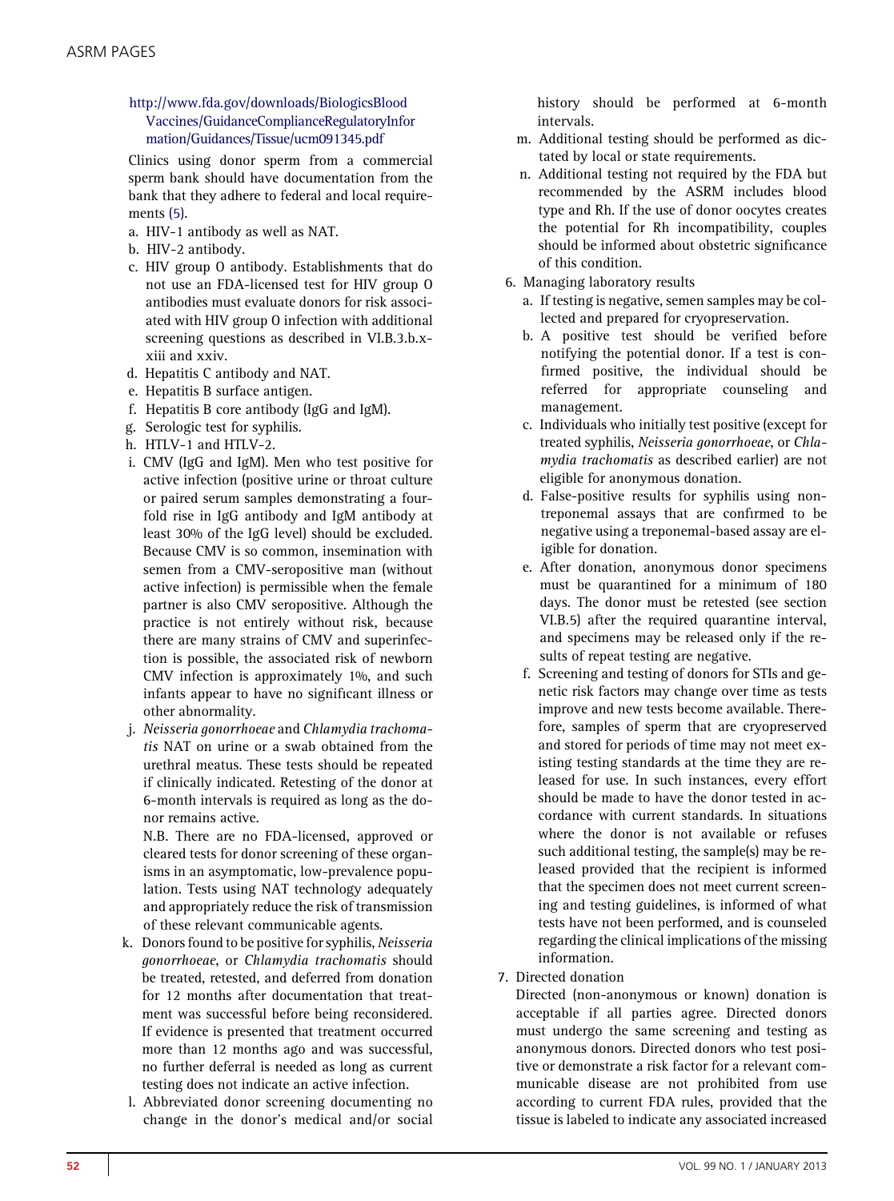http://www.fda.gov/downloads/BiologicsBloodVaccines/GuidanceComplianceRegulatoryInformation/Guidances/Tissue/ucm091345.pdf

Clinics using donor sperm from a commercial sperm bank should have documentation from the bank that they adhere to federal and local requirements (5).

a. HIV-1 antibody as well as NAT.
b. HIV-2 antibody.
c. HIV group O antibody. Establishments that do not use an FDA-licensed test for HIV group O antibodies must evaluate donors for risk associated with HIV group O infection with additional screening questions as described in VI.B.3.b.xxiii and xxiv.
d. Hepatitis C antibody and NAT.
e. Hepatitis B surface antigen.
f. Hepatitis B core antibody (IgG and IgM).
g. Serologic test for syphilis.
h. HTLV-1 and HTLV-2.
i. CMV (IgG and IgM). Men who test positive for active infection (positive urine or throat culture or paired serum samples demonstrating a four-fold rise in IgG antibody and IgM antibody at least 30% of the IgG level) should be excluded. Because CMV is so common, insemination with semen from a CMV-seropositive man (without active infection) is permissible when the female partner is also CMV seropositive. Although the practice is not entirely without risk, because there are many strains of CMV and superinfection is possible, the associated risk of newborn CMV infection is approximately 1%, and such infants appear to have no significant illness or other abnormality.
j. *Neisseria gonorrhoeae* and *Chlamydia trachomatis* NAT on urine or a swab obtained from the urethral meatus. These tests should be repeated if clinically indicated. Retesting of the donor at 6-month intervals is required as long as the donor remains active.

   N.B. There are no FDA-licensed, approved or cleared tests for donor screening of these organisms in an asymptomatic, low-prevalence population. Tests using NAT technology adequately and appropriately reduce the risk of transmission of these relevant communicable agents.
k. Donors found to be positive for syphilis, *Neisseria gonorrhoeae*, or *Chlamydia trachomatis* should be treated, retested, and deferred from donation for 12 months after documentation that treatment was successful before being reconsidered. If evidence is presented that treatment occurred more than 12 months ago and was successful, no further deferral is needed as long as current testing does not indicate an active infection.
l. Abbreviated donor screening documenting no change in the donor's medical and/or social history should be performed at 6-month intervals.
m. Additional testing should be performed as dictated by local or state requirements.
n. Additional testing not required by the FDA but recommended by the ASRM includes blood type and Rh. If the use of donor oocytes creates the potential for Rh incompatibility, couples should be informed about obstetric significance of this condition.

6. Managing laboratory results
   a. If testing is negative, semen samples may be collected and prepared for cryopreservation.
   b. A positive test should be verified before notifying the potential donor. If a test is confirmed positive, the individual should be referred for appropriate counseling and management.
   c. Individuals who initially test positive (except for treated syphilis, *Neisseria gonorrhoeae*, or *Chlamydia trachomatis* as described earlier) are not eligible for anonymous donation.
   d. False-positive results for syphilis using non-treponemal assays that are confirmed to be negative using a treponemal-based assay are eligible for donation.
   e. After donation, anonymous donor specimens must be quarantined for a minimum of 180 days. The donor must be retested (see section VI.B.5) after the required quarantine interval, and specimens may be released only if the results of repeat testing are negative.
   f. Screening and testing of donors for STIs and genetic risk factors may change over time as tests improve and new tests become available. Therefore, samples of sperm that are cryopreserved and stored for periods of time may not meet existing testing standards at the time they are released for use. In such instances, every effort should be made to have the donor tested in accordance with current standards. In situations where the donor is not available or refuses such additional testing, the sample(s) may be released provided that the recipient is informed that the specimen does not meet current screening and testing guidelines, is informed of what tests have not been performed, and is counseled regarding the clinical implications of the missing information.

7. Directed donation

   Directed (non-anonymous or known) donation is acceptable if all parties agree. Directed donors must undergo the same screening and testing as anonymous donors. Directed donors who test positive or demonstrate a risk factor for a relevant communicable disease are not prohibited from use according to current FDA rules, provided that the tissue is labeled to indicate any associated increased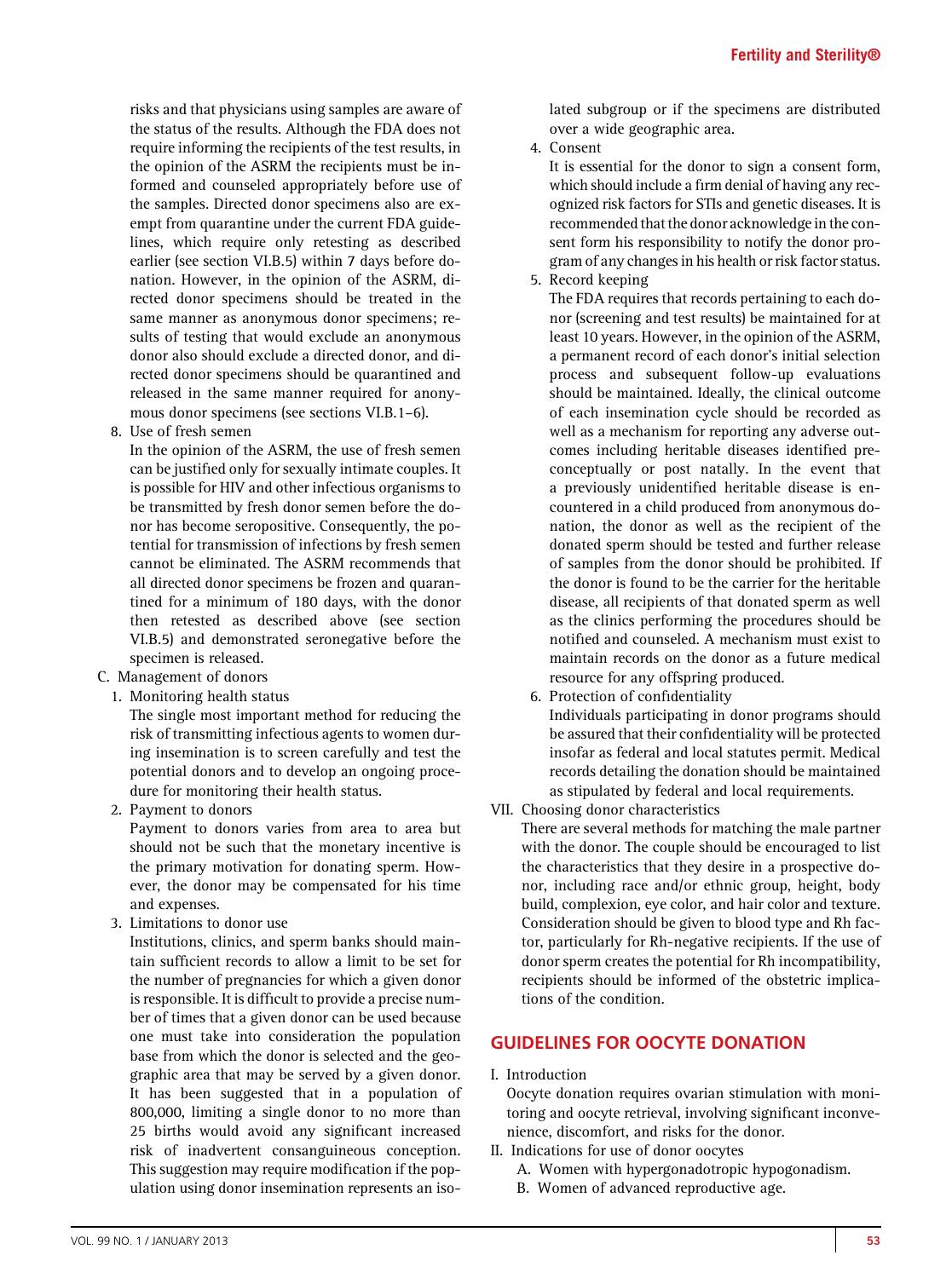risks and that physicians using samples are aware of the status of the results. Although the FDA does not require informing the recipients of the test results, in the opinion of the ASRM the recipients must be informed and counseled appropriately before use of the samples. Directed donor specimens also are exempt from quarantine under the current FDA guidelines, which require only retesting as described earlier (see section VI.B.5) within 7 days before donation. However, in the opinion of the ASRM, directed donor specimens should be treated in the same manner as anonymous donor specimens; results of testing that would exclude an anonymous donor also should exclude a directed donor, and directed donor specimens should be quarantined and released in the same manner required for anonymous donor specimens (see sections VI.B.1–6).

8. Use of fresh semen

   In the opinion of the ASRM, the use of fresh semen can be justified only for sexually intimate couples. It is possible for HIV and other infectious organisms to be transmitted by fresh donor semen before the donor has become seropositive. Consequently, the potential for transmission of infections by fresh semen cannot be eliminated. The ASRM recommends that all directed donor specimens be frozen and quarantined for a minimum of 180 days, with the donor then retested as described above (see section VI.B.5) and demonstrated seronegative before the specimen is released.

C. Management of donors

1. Monitoring health status

   The single most important method for reducing the risk of transmitting infectious agents to women during insemination is to screen carefully and test the potential donors and to develop an ongoing procedure for monitoring their health status.

2. Payment to donors

   Payment to donors varies from area to area but should not be such that the monetary incentive is the primary motivation for donating sperm. However, the donor may be compensated for his time and expenses.

3. Limitations to donor use

   Institutions, clinics, and sperm banks should maintain sufficient records to allow a limit to be set for the number of pregnancies for which a given donor is responsible. It is difficult to provide a precise number of times that a given donor can be used because one must take into consideration the population base from which the donor is selected and the geographic area that may be served by a given donor. It has been suggested that in a population of 800,000, limiting a single donor to no more than 25 births would avoid any significant increased risk of inadvertent consanguineous conception. This suggestion may require modification if the population using donor insemination represents an isolated subgroup or if the specimens are distributed over a wide geographic area.

4. Consent

   It is essential for the donor to sign a consent form, which should include a firm denial of having any recognized risk factors for STIs and genetic diseases. It is recommended that the donor acknowledge in the consent form his responsibility to notify the donor program of any changes in his health or risk factor status.

5. Record keeping

   The FDA requires that records pertaining to each donor (screening and test results) be maintained for at least 10 years. However, in the opinion of the ASRM, a permanent record of each donor's initial selection process and subsequent follow-up evaluations should be maintained. Ideally, the clinical outcome of each insemination cycle should be recorded as well as a mechanism for reporting any adverse outcomes including heritable diseases identified preconceptually or post natally. In the event that a previously unidentified heritable disease is encountered in a child produced from anonymous donation, the donor as well as the recipient of the donated sperm should be tested and further release of samples from the donor should be prohibited. If the donor is found to be the carrier for the heritable disease, all recipients of that donated sperm as well as the clinics performing the procedures should be notified and counseled. A mechanism must exist to maintain records on the donor as a future medical resource for any offspring produced.

6. Protection of confidentiality

   Individuals participating in donor programs should be assured that their confidentiality will be protected insofar as federal and local statutes permit. Medical records detailing the donation should be maintained as stipulated by federal and local requirements.

VII. Choosing donor characteristics

There are several methods for matching the male partner with the donor. The couple should be encouraged to list the characteristics that they desire in a prospective donor, including race and/or ethnic group, height, body build, complexion, eye color, and hair color and texture. Consideration should be given to blood type and Rh factor, particularly for Rh-negative recipients. If the use of donor sperm creates the potential for Rh incompatibility, recipients should be informed of the obstetric implications of the condition.

## GUIDELINES FOR OOCYTE DONATION

I. Introduction

Oocyte donation requires ovarian stimulation with monitoring and oocyte retrieval, involving significant inconvenience, discomfort, and risks for the donor.

II. Indications for use of donor oocytes

A. Women with hypergonadotropic hypogonadism.

B. Women of advanced reproductive age.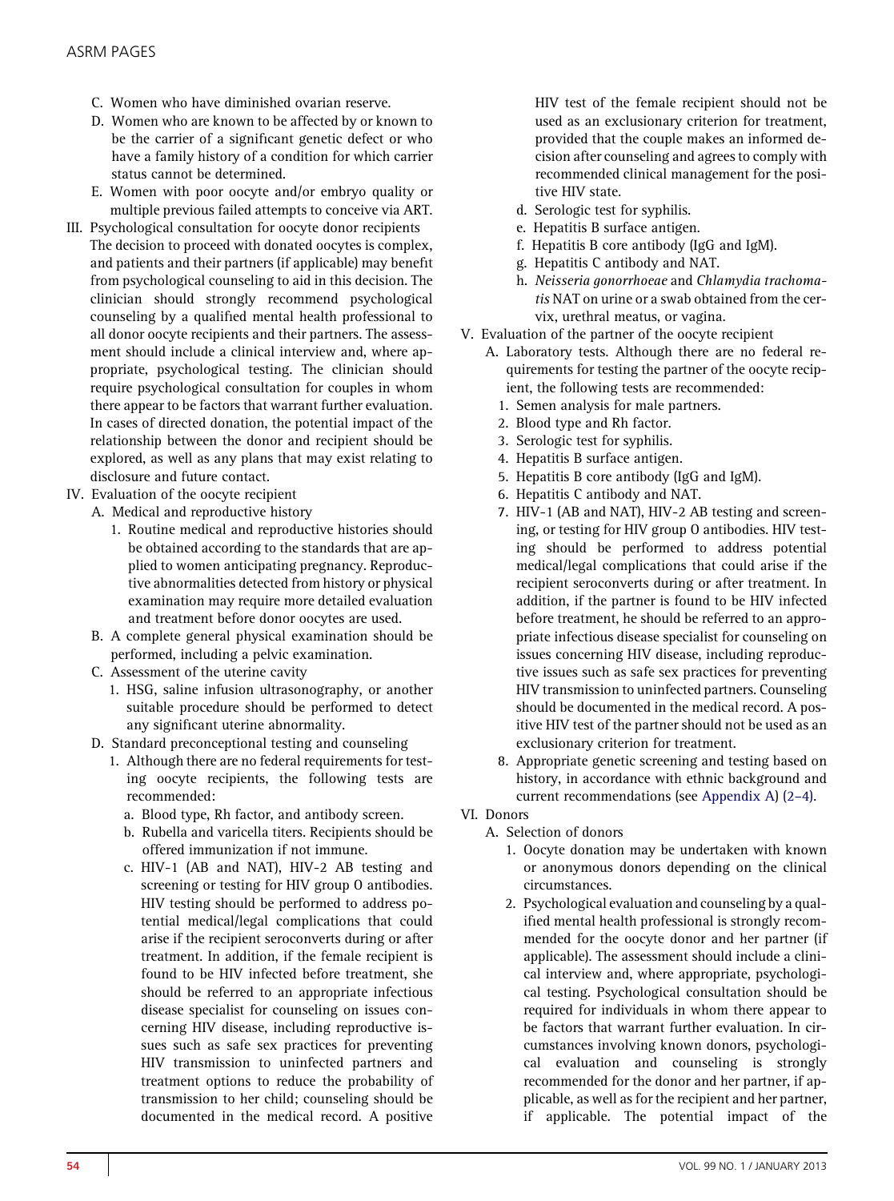C. Women who have diminished ovarian reserve.

D. Women who are known to be affected by or known to be the carrier of a significant genetic defect or who have a family history of a condition for which carrier status cannot be determined.

E. Women with poor oocyte and/or embryo quality or multiple previous failed attempts to conceive via ART.

III. Psychological consultation for oocyte donor recipients

The decision to proceed with donated oocytes is complex, and patients and their partners (if applicable) may benefit from psychological counseling to aid in this decision. The clinician should strongly recommend psychological counseling by a qualified mental health professional to all donor oocyte recipients and their partners. The assessment should include a clinical interview and, where appropriate, psychological testing. The clinician should require psychological consultation for couples in whom there appear to be factors that warrant further evaluation. In cases of directed donation, the potential impact of the relationship between the donor and recipient should be explored, as well as any plans that may exist relating to disclosure and future contact.

IV. Evaluation of the oocyte recipient

A. Medical and reproductive history

1. Routine medical and reproductive histories should be obtained according to the standards that are applied to women anticipating pregnancy. Reproductive abnormalities detected from history or physical examination may require more detailed evaluation and treatment before donor oocytes are used.

B. A complete general physical examination should be performed, including a pelvic examination.

C. Assessment of the uterine cavity

1. HSG, saline infusion ultrasonography, or another suitable procedure should be performed to detect any significant uterine abnormality.

D. Standard preconceptional testing and counseling

1. Although there are no federal requirements for testing oocyte recipients, the following tests are recommended:

a. Blood type, Rh factor, and antibody screen.

b. Rubella and varicella titers. Recipients should be offered immunization if not immune.

c. HIV-1 (AB and NAT), HIV-2 AB testing and screening or testing for HIV group O antibodies. HIV testing should be performed to address potential medical/legal complications that could arise if the recipient seroconverts during or after treatment. In addition, if the female recipient is found to be HIV infected before treatment, she should be referred to an appropriate infectious disease specialist for counseling on issues concerning HIV disease, including reproductive issues such as safe sex practices for preventing HIV transmission to uninfected partners and treatment options to reduce the probability of transmission to her child; counseling should be documented in the medical record. A positive HIV test of the female recipient should not be used as an exclusionary criterion for treatment, provided that the couple makes an informed decision after counseling and agrees to comply with recommended clinical management for the positive HIV state.

d. Serologic test for syphilis.

e. Hepatitis B surface antigen.

f. Hepatitis B core antibody (IgG and IgM).

g. Hepatitis C antibody and NAT.

h. *Neisseria gonorrhoeae* and *Chlamydia trachomatis* NAT on urine or a swab obtained from the cervix, urethral meatus, or vagina.

V. Evaluation of the partner of the oocyte recipient

A. Laboratory tests. Although there are no federal requirements for testing the partner of the oocyte recipient, the following tests are recommended:

1. Semen analysis for male partners.
2. Blood type and Rh factor.
3. Serologic test for syphilis.
4. Hepatitis B surface antigen.
5. Hepatitis B core antibody (IgG and IgM).
6. Hepatitis C antibody and NAT.
7. HIV-1 (AB and NAT), HIV-2 AB testing and screening, or testing for HIV group O antibodies. HIV testing should be performed to address potential medical/legal complications that could arise if the recipient seroconverts during or after treatment. In addition, if the partner is found to be HIV infected before treatment, he should be referred to an appropriate infectious disease specialist for counseling on issues concerning HIV disease, including reproductive issues such as safe sex practices for preventing HIV transmission to uninfected partners. Counseling should be documented in the medical record. A positive HIV test of the partner should not be used as an exclusionary criterion for treatment.
8. Appropriate genetic screening and testing based on history, in accordance with ethnic background and current recommendations (see Appendix A) (2–4).

VI. Donors

A. Selection of donors

1. Oocyte donation may be undertaken with known or anonymous donors depending on the clinical circumstances.

2. Psychological evaluation and counseling by a qualified mental health professional is strongly recommended for the oocyte donor and her partner (if applicable). The assessment should include a clinical interview and, where appropriate, psychological testing. Psychological consultation should be required for individuals in whom there appear to be factors that warrant further evaluation. In circumstances involving known donors, psychological evaluation and counseling is strongly recommended for the donor and her partner, if applicable, as well as for the recipient and her partner, if applicable. The potential impact of the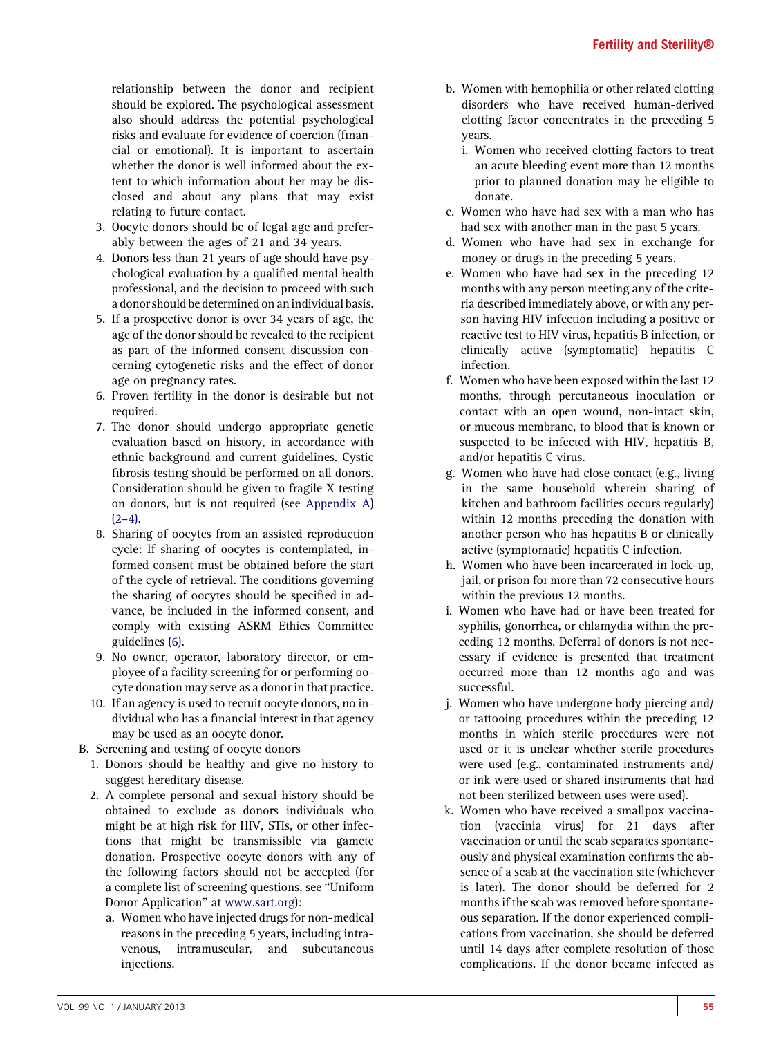relationship between the donor and recipient should be explored. The psychological assessment also should address the potential psychological risks and evaluate for evidence of coercion (financial or emotional). It is important to ascertain whether the donor is well informed about the extent to which information about her may be disclosed and about any plans that may exist relating to future contact.

3. Oocyte donors should be of legal age and preferably between the ages of 21 and 34 years.
4. Donors less than 21 years of age should have psychological evaluation by a qualified mental health professional, and the decision to proceed with such a donor should be determined on an individual basis.
5. If a prospective donor is over 34 years of age, the age of the donor should be revealed to the recipient as part of the informed consent discussion concerning cytogenetic risks and the effect of donor age on pregnancy rates.
6. Proven fertility in the donor is desirable but not required.
7. The donor should undergo appropriate genetic evaluation based on history, in accordance with ethnic background and current guidelines. Cystic fibrosis testing should be performed on all donors. Consideration should be given to fragile X testing on donors, but is not required (see Appendix A) (2–4).
8. Sharing of oocytes from an assisted reproduction cycle: If sharing of oocytes is contemplated, informed consent must be obtained before the start of the cycle of retrieval. The conditions governing the sharing of oocytes should be specified in advance, be included in the informed consent, and comply with existing ASRM Ethics Committee guidelines (6).
9. No owner, operator, laboratory director, or employee of a facility screening for or performing oocyte donation may serve as a donor in that practice.
10. If an agency is used to recruit oocyte donors, no individual who has a financial interest in that agency may be used as an oocyte donor.

B. Screening and testing of oocyte donors

1. Donors should be healthy and give no history to suggest hereditary disease.
2. A complete personal and sexual history should be obtained to exclude as donors individuals who might be at high risk for HIV, STIs, or other infections that might be transmissible via gamete donation. Prospective oocyte donors with any of the following factors should not be accepted (for a complete list of screening questions, see "Uniform Donor Application" at www.sart.org):
   a. Women who have injected drugs for non-medical reasons in the preceding 5 years, including intravenous, intramuscular, and subcutaneous injections.
   b. Women with hemophilia or other related clotting disorders who have received human-derived clotting factor concentrates in the preceding 5 years.
      i. Women who received clotting factors to treat an acute bleeding event more than 12 months prior to planned donation may be eligible to donate.
   c. Women who have had sex with a man who has had sex with another man in the past 5 years.
   d. Women who have had sex in exchange for money or drugs in the preceding 5 years.
   e. Women who have had sex in the preceding 12 months with any person meeting any of the criteria described immediately above, or with any person having HIV infection including a positive or reactive test to HIV virus, hepatitis B infection, or clinically active (symptomatic) hepatitis C infection.
   f. Women who have been exposed within the last 12 months, through percutaneous inoculation or contact with an open wound, non-intact skin, or mucous membrane, to blood that is known or suspected to be infected with HIV, hepatitis B, and/or hepatitis C virus.
   g. Women who have had close contact (e.g., living in the same household wherein sharing of kitchen and bathroom facilities occurs regularly) within 12 months preceding the donation with another person who has hepatitis B or clinically active (symptomatic) hepatitis C infection.
   h. Women who have been incarcerated in lock-up, jail, or prison for more than 72 consecutive hours within the previous 12 months.
   i. Women who have had or have been treated for syphilis, gonorrhea, or chlamydia within the preceding 12 months. Deferral of donors is not necessary if evidence is presented that treatment occurred more than 12 months ago and was successful.
   j. Women who have undergone body piercing and/or tattooing procedures within the preceding 12 months in which sterile procedures were not used or it is unclear whether sterile procedures were used (e.g., contaminated instruments and/or ink were used or shared instruments that had not been sterilized between uses were used).
   k. Women who have received a smallpox vaccination (vaccinia virus) for 21 days after vaccination or until the scab separates spontaneously and physical examination confirms the absence of a scab at the vaccination site (whichever is later). The donor should be deferred for 2 months if the scab was removed before spontaneous separation. If the donor experienced complications from vaccination, she should be deferred until 14 days after complete resolution of those complications. If the donor became infected as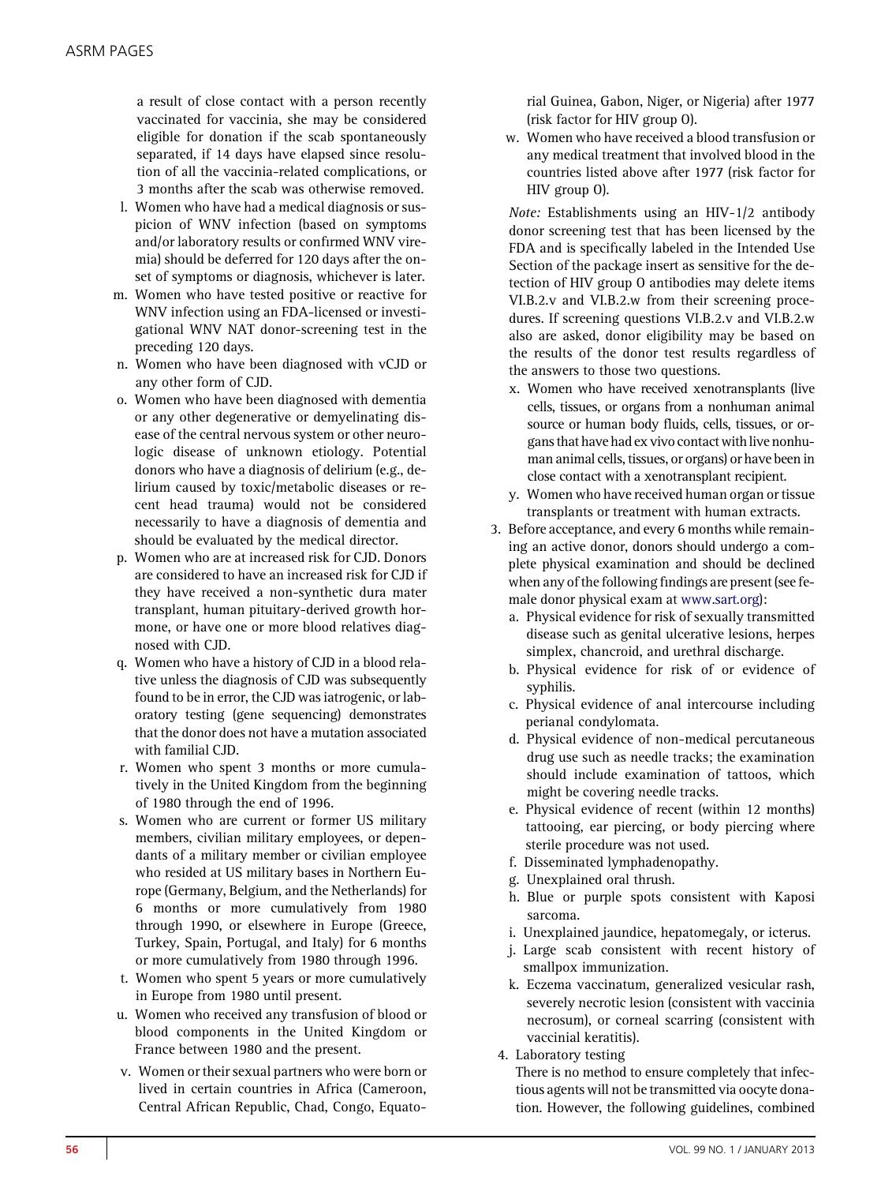a result of close contact with a person recently vaccinated for vaccinia, she may be considered eligible for donation if the scab spontaneously separated, if 14 days have elapsed since resolution of all the vaccinia-related complications, or 3 months after the scab was otherwise removed.

l. Women who have had a medical diagnosis or suspicion of WNV infection (based on symptoms and/or laboratory results or confirmed WNV viremia) should be deferred for 120 days after the onset of symptoms or diagnosis, whichever is later.
m. Women who have tested positive or reactive for WNV infection using an FDA-licensed or investigational WNV NAT donor-screening test in the preceding 120 days.
n. Women who have been diagnosed with vCJD or any other form of CJD.
o. Women who have been diagnosed with dementia or any other degenerative or demyelinating disease of the central nervous system or other neurologic disease of unknown etiology. Potential donors who have a diagnosis of delirium (e.g., delirium caused by toxic/metabolic diseases or recent head trauma) would not be considered necessarily to have a diagnosis of dementia and should be evaluated by the medical director.
p. Women who are at increased risk for CJD. Donors are considered to have an increased risk for CJD if they have received a non-synthetic dura mater transplant, human pituitary-derived growth hormone, or have one or more blood relatives diagnosed with CJD.
q. Women who have a history of CJD in a blood relative unless the diagnosis of CJD was subsequently found to be in error, the CJD was iatrogenic, or laboratory testing (gene sequencing) demonstrates that the donor does not have a mutation associated with familial CJD.
r. Women who spent 3 months or more cumulatively in the United Kingdom from the beginning of 1980 through the end of 1996.
s. Women who are current or former US military members, civilian military employees, or dependants of a military member or civilian employee who resided at US military bases in Northern Europe (Germany, Belgium, and the Netherlands) for 6 months or more cumulatively from 1980 through 1990, or elsewhere in Europe (Greece, Turkey, Spain, Portugal, and Italy) for 6 months or more cumulatively from 1980 through 1996.
t. Women who spent 5 years or more cumulatively in Europe from 1980 until present.
u. Women who received any transfusion of blood or blood components in the United Kingdom or France between 1980 and the present.
v. Women or their sexual partners who were born or lived in certain countries in Africa (Cameroon, Central African Republic, Chad, Congo, Equatorial Guinea, Gabon, Niger, or Nigeria) after 1977 (risk factor for HIV group O).
w. Women who have received a blood transfusion or any medical treatment that involved blood in the countries listed above after 1977 (risk factor for HIV group O).

*Note:* Establishments using an HIV-1/2 antibody donor screening test that has been licensed by the FDA and is specifically labeled in the Intended Use Section of the package insert as sensitive for the detection of HIV group O antibodies may delete items VI.B.2.v and VI.B.2.w from their screening procedures. If screening questions VI.B.2.v and VI.B.2.w also are asked, donor eligibility may be based on the results of the donor test results regardless of the answers to those two questions.

x. Women who have received xenotransplants (live cells, tissues, or organs from a nonhuman animal source or human body fluids, cells, tissues, or organs that have had ex vivo contact with live nonhuman animal cells, tissues, or organs) or have been in close contact with a xenotransplant recipient.
y. Women who have received human organ or tissue transplants or treatment with human extracts.

3. Before acceptance, and every 6 months while remaining an active donor, donors should undergo a complete physical examination and should be declined when any of the following findings are present (see female donor physical exam at www.sart.org):
   a. Physical evidence for risk of sexually transmitted disease such as genital ulcerative lesions, herpes simplex, chancroid, and urethral discharge.
   b. Physical evidence for risk of or evidence of syphilis.
   c. Physical evidence of anal intercourse including perianal condylomata.
   d. Physical evidence of non-medical percutaneous drug use such as needle tracks; the examination should include examination of tattoos, which might be covering needle tracks.
   e. Physical evidence of recent (within 12 months) tattooing, ear piercing, or body piercing where sterile procedure was not used.
   f. Disseminated lymphadenopathy.
   g. Unexplained oral thrush.
   h. Blue or purple spots consistent with Kaposi sarcoma.
   i. Unexplained jaundice, hepatomegaly, or icterus.
   j. Large scab consistent with recent history of smallpox immunization.
   k. Eczema vaccinatum, generalized vesicular rash, severely necrotic lesion (consistent with vaccinia necrosum), or corneal scarring (consistent with vaccinial keratitis).
4. Laboratory testing

   There is no method to ensure completely that infectious agents will not be transmitted via oocyte donation. However, the following guidelines, combined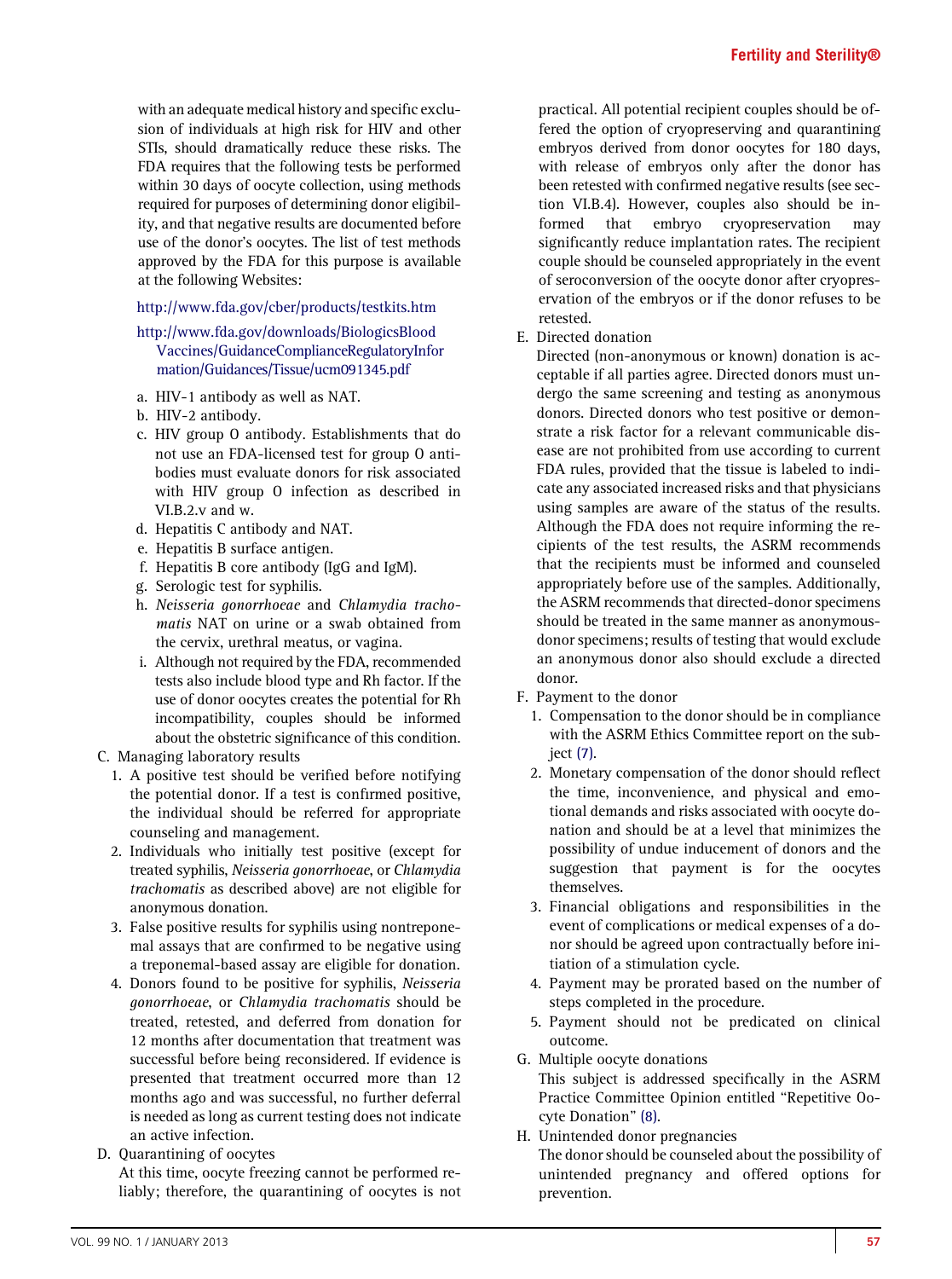with an adequate medical history and specific exclusion of individuals at high risk for HIV and other STIs, should dramatically reduce these risks. The FDA requires that the following tests be performed within 30 days of oocyte collection, using methods required for purposes of determining donor eligibility, and that negative results are documented before use of the donor's oocytes. The list of test methods approved by the FDA for this purpose is available at the following Websites:

http://www.fda.gov/cber/products/testkits.htm

http://www.fda.gov/downloads/BiologicsBloodVaccines/GuidanceComplianceRegulatoryInformation/Guidances/Tissue/ucm091345.pdf

a. HIV-1 antibody as well as NAT.
b. HIV-2 antibody.
c. HIV group O antibody. Establishments that do not use an FDA-licensed test for group O antibodies must evaluate donors for risk associated with HIV group O infection as described in VI.B.2.v and w.
d. Hepatitis C antibody and NAT.
e. Hepatitis B surface antigen.
f. Hepatitis B core antibody (IgG and IgM).
g. Serologic test for syphilis.
h. *Neisseria gonorrhoeae* and *Chlamydia trachomatis* NAT on urine or a swab obtained from the cervix, urethral meatus, or vagina.
i. Although not required by the FDA, recommended tests also include blood type and Rh factor. If the use of donor oocytes creates the potential for Rh incompatibility, couples should be informed about the obstetric significance of this condition.

C. Managing laboratory results
1. A positive test should be verified before notifying the potential donor. If a test is confirmed positive, the individual should be referred for appropriate counseling and management.
2. Individuals who initially test positive (except for treated syphilis, *Neisseria gonorrhoeae*, or *Chlamydia trachomatis* as described above) are not eligible for anonymous donation.
3. False positive results for syphilis using nontreponemal assays that are confirmed to be negative using a treponemal-based assay are eligible for donation.
4. Donors found to be positive for syphilis, *Neisseria gonorrhoeae*, or *Chlamydia trachomatis* should be treated, retested, and deferred from donation for 12 months after documentation that treatment was successful before being reconsidered. If evidence is presented that treatment occurred more than 12 months ago and was successful, no further deferral is needed as long as current testing does not indicate an active infection.

D. Quarantining of oocytes
At this time, oocyte freezing cannot be performed reliably; therefore, the quarantining of oocytes is not practical. All potential recipient couples should be offered the option of cryopreserving and quarantining embryos derived from donor oocytes for 180 days, with release of embryos only after the donor has been retested with confirmed negative results (see section VI.B.4). However, couples also should be informed that embryo cryopreservation may significantly reduce implantation rates. The recipient couple should be counseled appropriately in the event of seroconversion of the oocyte donor after cryopreservation of the embryos or if the donor refuses to be retested.

E. Directed donation
Directed (non-anonymous or known) donation is acceptable if all parties agree. Directed donors must undergo the same screening and testing as anonymous donors. Directed donors who test positive or demonstrate a risk factor for a relevant communicable disease are not prohibited from use according to current FDA rules, provided that the tissue is labeled to indicate any associated increased risks and that physicians using samples are aware of the status of the results. Although the FDA does not require informing the recipients of the test results, the ASRM recommends that the recipients must be informed and counseled appropriately before use of the samples. Additionally, the ASRM recommends that directed-donor specimens should be treated in the same manner as anonymous-donor specimens; results of testing that would exclude an anonymous donor also should exclude a directed donor.

F. Payment to the donor
1. Compensation to the donor should be in compliance with the ASRM Ethics Committee report on the subject (7).
2. Monetary compensation of the donor should reflect the time, inconvenience, and physical and emotional demands and risks associated with oocyte donation and should be at a level that minimizes the possibility of undue inducement of donors and the suggestion that payment is for the oocytes themselves.
3. Financial obligations and responsibilities in the event of complications or medical expenses of a donor should be agreed upon contractually before initiation of a stimulation cycle.
4. Payment may be prorated based on the number of steps completed in the procedure.
5. Payment should not be predicated on clinical outcome.

G. Multiple oocyte donations
This subject is addressed specifically in the ASRM Practice Committee Opinion entitled "Repetitive Oocyte Donation" (8).

H. Unintended donor pregnancies
The donor should be counseled about the possibility of unintended pregnancy and offered options for prevention.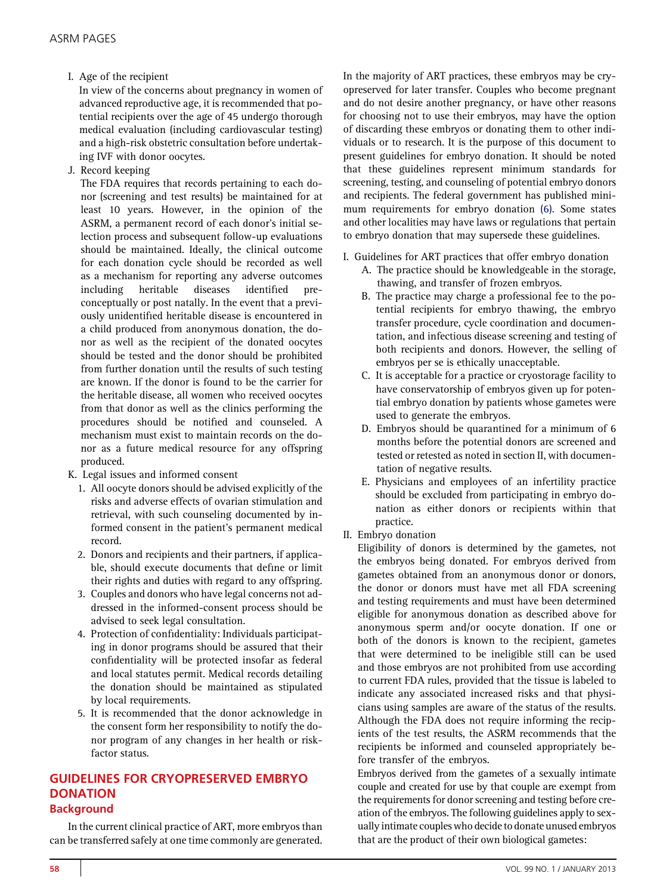I. Age of the recipient

In view of the concerns about pregnancy in women of advanced reproductive age, it is recommended that potential recipients over the age of 45 undergo thorough medical evaluation (including cardiovascular testing) and a high-risk obstetric consultation before undertaking IVF with donor oocytes.

J. Record keeping

The FDA requires that records pertaining to each donor (screening and test results) be maintained for at least 10 years. However, in the opinion of the ASRM, a permanent record of each donor's initial selection process and subsequent follow-up evaluations should be maintained. Ideally, the clinical outcome for each donation cycle should be recorded as well as a mechanism for reporting any adverse outcomes including heritable diseases identified preconceptually or post natally. In the event that a previously unidentified heritable disease is encountered in a child produced from anonymous donation, the donor as well as the recipient of the donated oocytes should be tested and the donor should be prohibited from further donation until the results of such testing are known. If the donor is found to be the carrier for the heritable disease, all women who received oocytes from that donor as well as the clinics performing the procedures should be notified and counseled. A mechanism must exist to maintain records on the donor as a future medical resource for any offspring produced.

K. Legal issues and informed consent

1. All oocyte donors should be advised explicitly of the risks and adverse effects of ovarian stimulation and retrieval, with such counseling documented by informed consent in the patient's permanent medical record.
2. Donors and recipients and their partners, if applicable, should execute documents that define or limit their rights and duties with regard to any offspring.
3. Couples and donors who have legal concerns not addressed in the informed-consent process should be advised to seek legal consultation.
4. Protection of confidentiality: Individuals participating in donor programs should be assured that their confidentiality will be protected insofar as federal and local statutes permit. Medical records detailing the donation should be maintained as stipulated by local requirements.
5. It is recommended that the donor acknowledge in the consent form her responsibility to notify the donor program of any changes in her health or risk-factor status.

## GUIDELINES FOR CRYOPRESERVED EMBRYO DONATION

### Background

In the current clinical practice of ART, more embryos than can be transferred safely at one time commonly are generated. In the majority of ART practices, these embryos may be cryopreserved for later transfer. Couples who become pregnant and do not desire another pregnancy, or have other reasons for choosing not to use their embryos, may have the option of discarding these embryos or donating them to other individuals or to research. It is the purpose of this document to present guidelines for embryo donation. It should be noted that these guidelines represent minimum standards for screening, testing, and counseling of potential embryo donors and recipients. The federal government has published minimum requirements for embryo donation (6). Some states and other localities may have laws or regulations that pertain to embryo donation that may supersede these guidelines.

I. Guidelines for ART practices that offer embryo donation
   A. The practice should be knowledgeable in the storage, thawing, and transfer of frozen embryos.
   B. The practice may charge a professional fee to the potential recipients for embryo thawing, the embryo transfer procedure, cycle coordination and documentation, and infectious disease screening and testing of both recipients and donors. However, the selling of embryos per se is ethically unacceptable.
   C. It is acceptable for a practice or cryostorage facility to have conservatorship of embryos given up for potential embryo donation by patients whose gametes were used to generate the embryos.
   D. Embryos should be quarantined for a minimum of 6 months before the potential donors are screened and tested or retested as noted in section II, with documentation of negative results.
   E. Physicians and employees of an infertility practice should be excluded from participating in embryo donation as either donors or recipients within that practice.

II. Embryo donation

Eligibility of donors is determined by the gametes, not the embryos being donated. For embryos derived from gametes obtained from an anonymous donor or donors, the donor or donors must have met all FDA screening and testing requirements and must have been determined eligible for anonymous donation as described above for anonymous sperm and/or oocyte donation. If one or both of the donors is known to the recipient, gametes that were determined to be ineligible still can be used and those embryos are not prohibited from use according to current FDA rules, provided that the tissue is labeled to indicate any associated increased risks and that physicians using samples are aware of the status of the results. Although the FDA does not require informing the recipients of the test results, the ASRM recommends that the recipients be informed and counseled appropriately before transfer of the embryos.

Embryos derived from the gametes of a sexually intimate couple and created for use by that couple are exempt from the requirements for donor screening and testing before creation of the embryos. The following guidelines apply to sexually intimate couples who decide to donate unused embryos that are the product of their own biological gametes: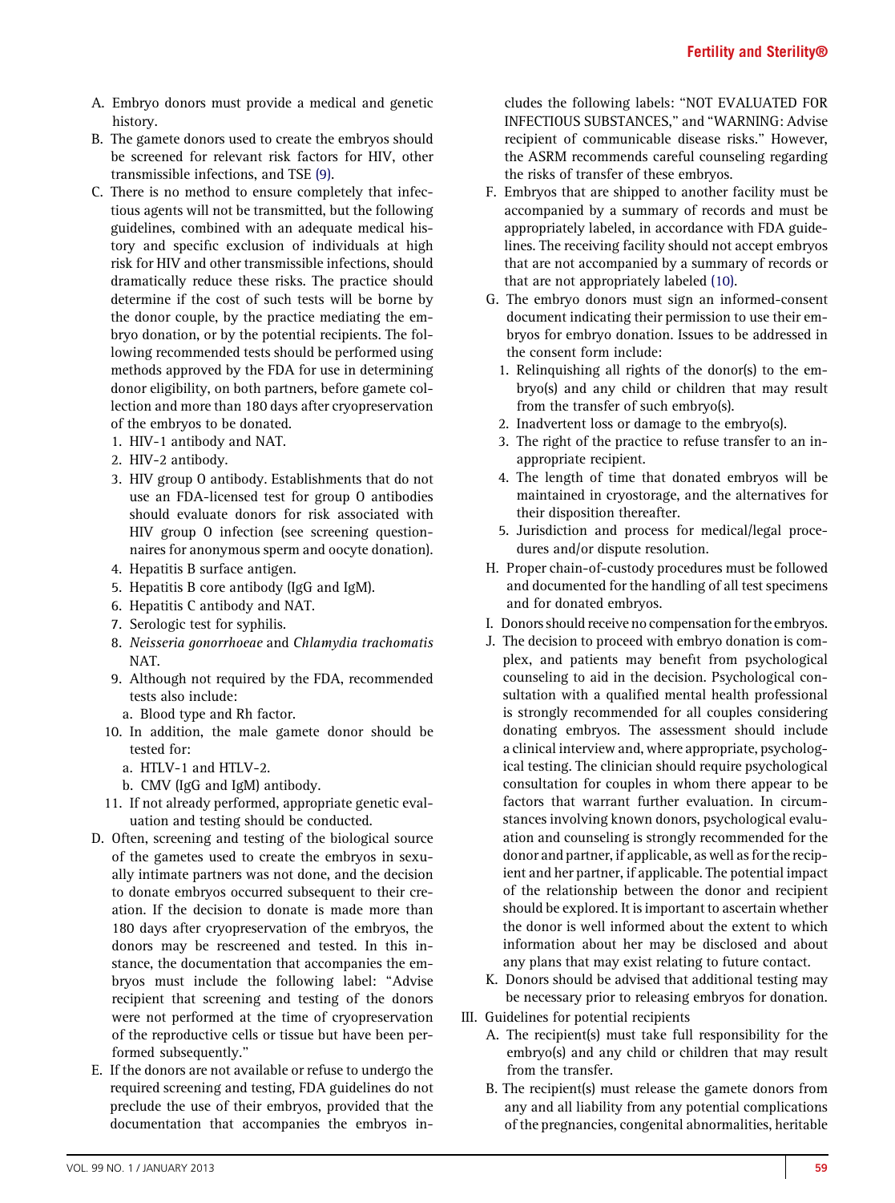A. Embryo donors must provide a medical and genetic history.

B. The gamete donors used to create the embryos should be screened for relevant risk factors for HIV, other transmissible infections, and TSE (9).

C. There is no method to ensure completely that infectious agents will not be transmitted, but the following guidelines, combined with an adequate medical history and specific exclusion of individuals at high risk for HIV and other transmissible infections, should dramatically reduce these risks. The practice should determine if the cost of such tests will be borne by the donor couple, by the practice mediating the embryo donation, or by the potential recipients. The following recommended tests should be performed using methods approved by the FDA for use in determining donor eligibility, on both partners, before gamete collection and more than 180 days after cryopreservation of the embryos to be donated.
   1. HIV-1 antibody and NAT.
   2. HIV-2 antibody.
   3. HIV group O antibody. Establishments that do not use an FDA-licensed test for group O antibodies should evaluate donors for risk associated with HIV group O infection (see screening questionnaires for anonymous sperm and oocyte donation).
   4. Hepatitis B surface antigen.
   5. Hepatitis B core antibody (IgG and IgM).
   6. Hepatitis C antibody and NAT.
   7. Serologic test for syphilis.
   8. *Neisseria gonorrhoeae* and *Chlamydia trachomatis* NAT.
   9. Although not required by the FDA, recommended tests also include:
      a. Blood type and Rh factor.
   10. In addition, the male gamete donor should be tested for:
       a. HTLV-1 and HTLV-2.
       b. CMV (IgG and IgM) antibody.
   11. If not already performed, appropriate genetic evaluation and testing should be conducted.

D. Often, screening and testing of the biological source of the gametes used to create the embryos in sexually intimate partners was not done, and the decision to donate embryos occurred subsequent to their creation. If the decision to donate is made more than 180 days after cryopreservation of the embryos, the donors may be rescreened and tested. In this instance, the documentation that accompanies the embryos must include the following label: "Advise recipient that screening and testing of the donors were not performed at the time of cryopreservation of the reproductive cells or tissue but have been performed subsequently."

E. If the donors are not available or refuse to undergo the required screening and testing, FDA guidelines do not preclude the use of their embryos, provided that the documentation that accompanies the embryos includes the following labels: "NOT EVALUATED FOR INFECTIOUS SUBSTANCES," and "WARNING: Advise recipient of communicable disease risks." However, the ASRM recommends careful counseling regarding the risks of transfer of these embryos.

F. Embryos that are shipped to another facility must be accompanied by a summary of records and must be appropriately labeled, in accordance with FDA guidelines. The receiving facility should not accept embryos that are not accompanied by a summary of records or that are not appropriately labeled (10).

G. The embryo donors must sign an informed-consent document indicating their permission to use their embryos for embryo donation. Issues to be addressed in the consent form include:
   1. Relinquishing all rights of the donor(s) to the embryo(s) and any child or children that may result from the transfer of such embryo(s).
   2. Inadvertent loss or damage to the embryo(s).
   3. The right of the practice to refuse transfer to an inappropriate recipient.
   4. The length of time that donated embryos will be maintained in cryostorage, and the alternatives for their disposition thereafter.
   5. Jurisdiction and process for medical/legal procedures and/or dispute resolution.

H. Proper chain-of-custody procedures must be followed and documented for the handling of all test specimens and for donated embryos.

I. Donors should receive no compensation for the embryos.

J. The decision to proceed with embryo donation is complex, and patients may benefit from psychological counseling to aid in the decision. Psychological consultation with a qualified mental health professional is strongly recommended for all couples considering donating embryos. The assessment should include a clinical interview and, where appropriate, psychological testing. The clinician should require psychological consultation for couples in whom there appear to be factors that warrant further evaluation. In circumstances involving known donors, psychological evaluation and counseling is strongly recommended for the donor and partner, if applicable, as well as for the recipient and her partner, if applicable. The potential impact of the relationship between the donor and recipient should be explored. It is important to ascertain whether the donor is well informed about the extent to which information about her may be disclosed and about any plans that may exist relating to future contact.

K. Donors should be advised that additional testing may be necessary prior to releasing embryos for donation.

III. Guidelines for potential recipients

A. The recipient(s) must take full responsibility for the embryo(s) and any child or children that may result from the transfer.

B. The recipient(s) must release the gamete donors from any and all liability from any potential complications of the pregnancies, congenital abnormalities, heritable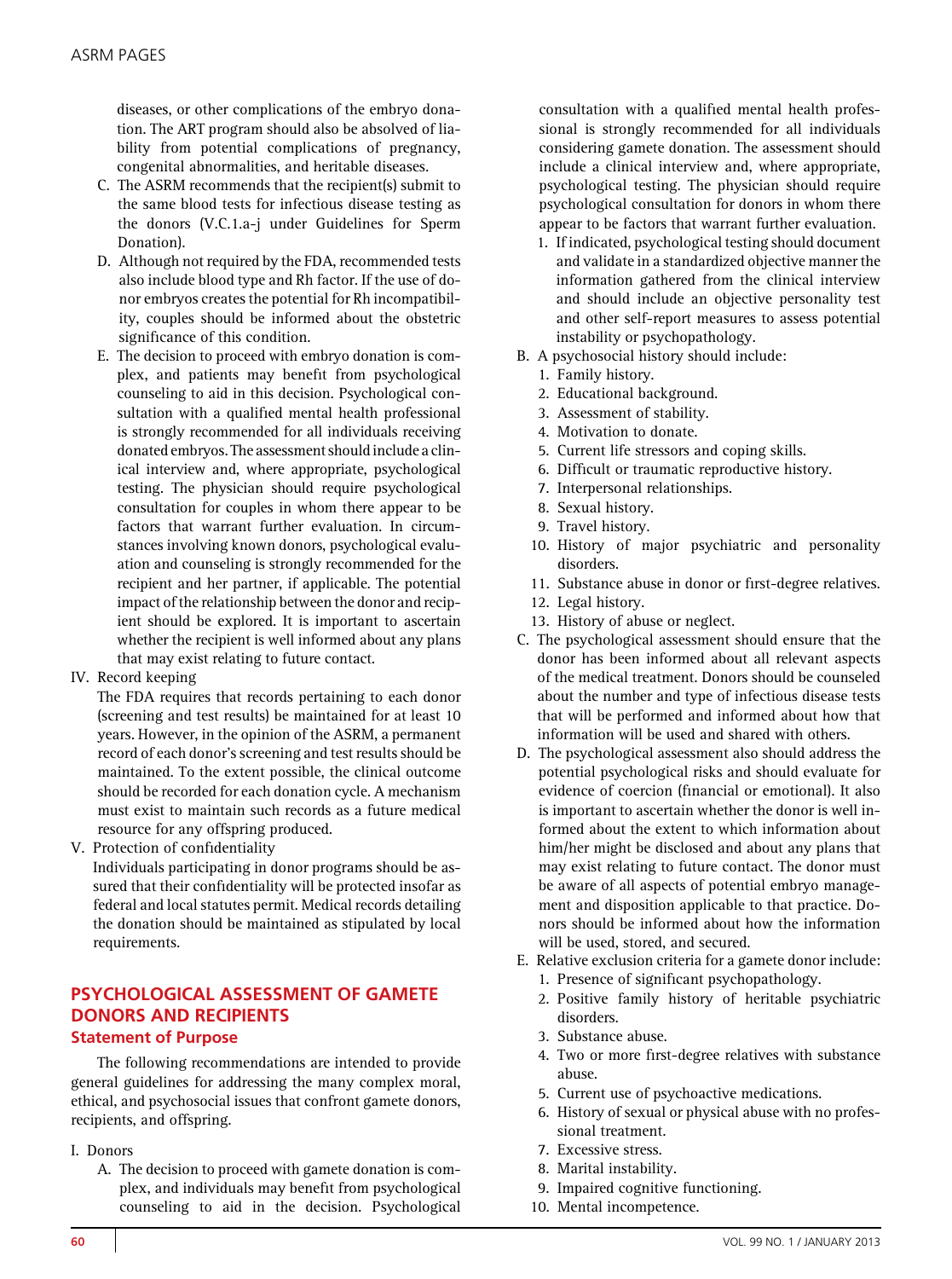diseases, or other complications of the embryo donation. The ART program should also be absolved of liability from potential complications of pregnancy, congenital abnormalities, and heritable diseases.

C. The ASRM recommends that the recipient(s) submit to the same blood tests for infectious disease testing as the donors (V.C.1.a-j under Guidelines for Sperm Donation).

D. Although not required by the FDA, recommended tests also include blood type and Rh factor. If the use of donor embryos creates the potential for Rh incompatibility, couples should be informed about the obstetric significance of this condition.

E. The decision to proceed with embryo donation is complex, and patients may benefit from psychological counseling to aid in this decision. Psychological consultation with a qualified mental health professional is strongly recommended for all individuals receiving donated embryos. The assessment should include a clinical interview and, where appropriate, psychological testing. The physician should require psychological consultation for couples in whom there appear to be factors that warrant further evaluation. In circumstances involving known donors, psychological evaluation and counseling is strongly recommended for the recipient and her partner, if applicable. The potential impact of the relationship between the donor and recipient should be explored. It is important to ascertain whether the recipient is well informed about any plans that may exist relating to future contact.

IV. Record keeping

The FDA requires that records pertaining to each donor (screening and test results) be maintained for at least 10 years. However, in the opinion of the ASRM, a permanent record of each donor's screening and test results should be maintained. To the extent possible, the clinical outcome should be recorded for each donation cycle. A mechanism must exist to maintain such records as a future medical resource for any offspring produced.

V. Protection of confidentiality

Individuals participating in donor programs should be assured that their confidentiality will be protected insofar as federal and local statutes permit. Medical records detailing the donation should be maintained as stipulated by local requirements.

## PSYCHOLOGICAL ASSESSMENT OF GAMETE DONORS AND RECIPIENTS

### Statement of Purpose

The following recommendations are intended to provide general guidelines for addressing the many complex moral, ethical, and psychosocial issues that confront gamete donors, recipients, and offspring.

I. Donors

A. The decision to proceed with gamete donation is complex, and individuals may benefit from psychological counseling to aid in the decision. Psychological consultation with a qualified mental health professional is strongly recommended for all individuals considering gamete donation. The assessment should include a clinical interview and, where appropriate, psychological testing. The physician should require psychological consultation for donors in whom there appear to be factors that warrant further evaluation.

1. If indicated, psychological testing should document and validate in a standardized objective manner the information gathered from the clinical interview and should include an objective personality test and other self-report measures to assess potential instability or psychopathology.

B. A psychosocial history should include:

1. Family history.
2. Educational background.
3. Assessment of stability.
4. Motivation to donate.
5. Current life stressors and coping skills.
6. Difficult or traumatic reproductive history.
7. Interpersonal relationships.
8. Sexual history.
9. Travel history.
10. History of major psychiatric and personality disorders.
11. Substance abuse in donor or first-degree relatives.
12. Legal history.
13. History of abuse or neglect.

C. The psychological assessment should ensure that the donor has been informed about all relevant aspects of the medical treatment. Donors should be counseled about the number and type of infectious disease tests that will be performed and informed about how that information will be used and shared with others.

D. The psychological assessment also should address the potential psychological risks and should evaluate for evidence of coercion (financial or emotional). It also is important to ascertain whether the donor is well informed about the extent to which information about him/her might be disclosed and about any plans that may exist relating to future contact. The donor must be aware of all aspects of potential embryo management and disposition applicable to that practice. Donors should be informed about how the information will be used, stored, and secured.

E. Relative exclusion criteria for a gamete donor include:

1. Presence of significant psychopathology.
2. Positive family history of heritable psychiatric disorders.
3. Substance abuse.
4. Two or more first-degree relatives with substance abuse.
5. Current use of psychoactive medications.
6. History of sexual or physical abuse with no professional treatment.
7. Excessive stress.
8. Marital instability.
9. Impaired cognitive functioning.
10. Mental incompetence.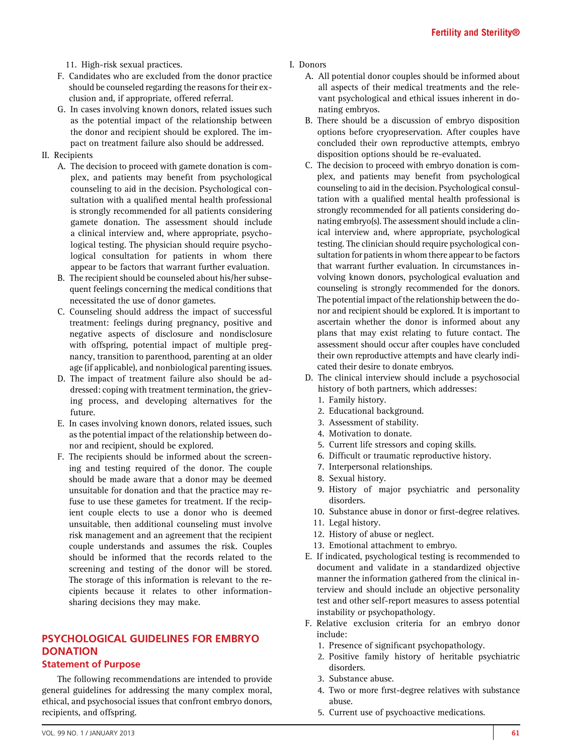11. High-risk sexual practices.

F. Candidates who are excluded from the donor practice should be counseled regarding the reasons for their exclusion and, if appropriate, offered referral.

G. In cases involving known donors, related issues such as the potential impact of the relationship between the donor and recipient should be explored. The impact on treatment failure also should be addressed.

II. Recipients

A. The decision to proceed with gamete donation is complex, and patients may benefit from psychological counseling to aid in the decision. Psychological consultation with a qualified mental health professional is strongly recommended for all patients considering gamete donation. The assessment should include a clinical interview and, where appropriate, psychological testing. The physician should require psychological consultation for patients in whom there appear to be factors that warrant further evaluation.

B. The recipient should be counseled about his/her subsequent feelings concerning the medical conditions that necessitated the use of donor gametes.

C. Counseling should address the impact of successful treatment: feelings during pregnancy, positive and negative aspects of disclosure and nondisclosure with offspring, potential impact of multiple pregnancy, transition to parenthood, parenting at an older age (if applicable), and nonbiological parenting issues.

D. The impact of treatment failure also should be addressed: coping with treatment termination, the grieving process, and developing alternatives for the future.

E. In cases involving known donors, related issues, such as the potential impact of the relationship between donor and recipient, should be explored.

F. The recipients should be informed about the screening and testing required of the donor. The couple should be made aware that a donor may be deemed unsuitable for donation and that the practice may refuse to use these gametes for treatment. If the recipient couple elects to use a donor who is deemed unsuitable, then additional counseling must involve risk management and an agreement that the recipient couple understands and assumes the risk. Couples should be informed that the records related to the screening and testing of the donor will be stored. The storage of this information is relevant to the recipients because it relates to other information-sharing decisions they may make.

## PSYCHOLOGICAL GUIDELINES FOR EMBRYO DONATION

### Statement of Purpose

The following recommendations are intended to provide general guidelines for addressing the many complex moral, ethical, and psychosocial issues that confront embryo donors, recipients, and offspring.

I. Donors

A. All potential donor couples should be informed about all aspects of their medical treatments and the relevant psychological and ethical issues inherent in donating embryos.

B. There should be a discussion of embryo disposition options before cryopreservation. After couples have concluded their own reproductive attempts, embryo disposition options should be re-evaluated.

C. The decision to proceed with embryo donation is complex, and patients may benefit from psychological counseling to aid in the decision. Psychological consultation with a qualified mental health professional is strongly recommended for all patients considering donating embryo(s). The assessment should include a clinical interview and, where appropriate, psychological testing. The clinician should require psychological consultation for patients in whom there appear to be factors that warrant further evaluation. In circumstances involving known donors, psychological evaluation and counseling is strongly recommended for the donors. The potential impact of the relationship between the donor and recipient should be explored. It is important to ascertain whether the donor is informed about any plans that may exist relating to future contact. The assessment should occur after couples have concluded their own reproductive attempts and have clearly indicated their desire to donate embryos.

D. The clinical interview should include a psychosocial history of both partners, which addresses:

1. Family history.
2. Educational background.
3. Assessment of stability.
4. Motivation to donate.
5. Current life stressors and coping skills.
6. Difficult or traumatic reproductive history.
7. Interpersonal relationships.
8. Sexual history.
9. History of major psychiatric and personality disorders.
10. Substance abuse in donor or first-degree relatives.
11. Legal history.
12. History of abuse or neglect.
13. Emotional attachment to embryo.

E. If indicated, psychological testing is recommended to document and validate in a standardized objective manner the information gathered from the clinical interview and should include an objective personality test and other self-report measures to assess potential instability or psychopathology.

F. Relative exclusion criteria for an embryo donor include:

1. Presence of significant psychopathology.
2. Positive family history of heritable psychiatric disorders.
3. Substance abuse.
4. Two or more first-degree relatives with substance abuse.
5. Current use of psychoactive medications.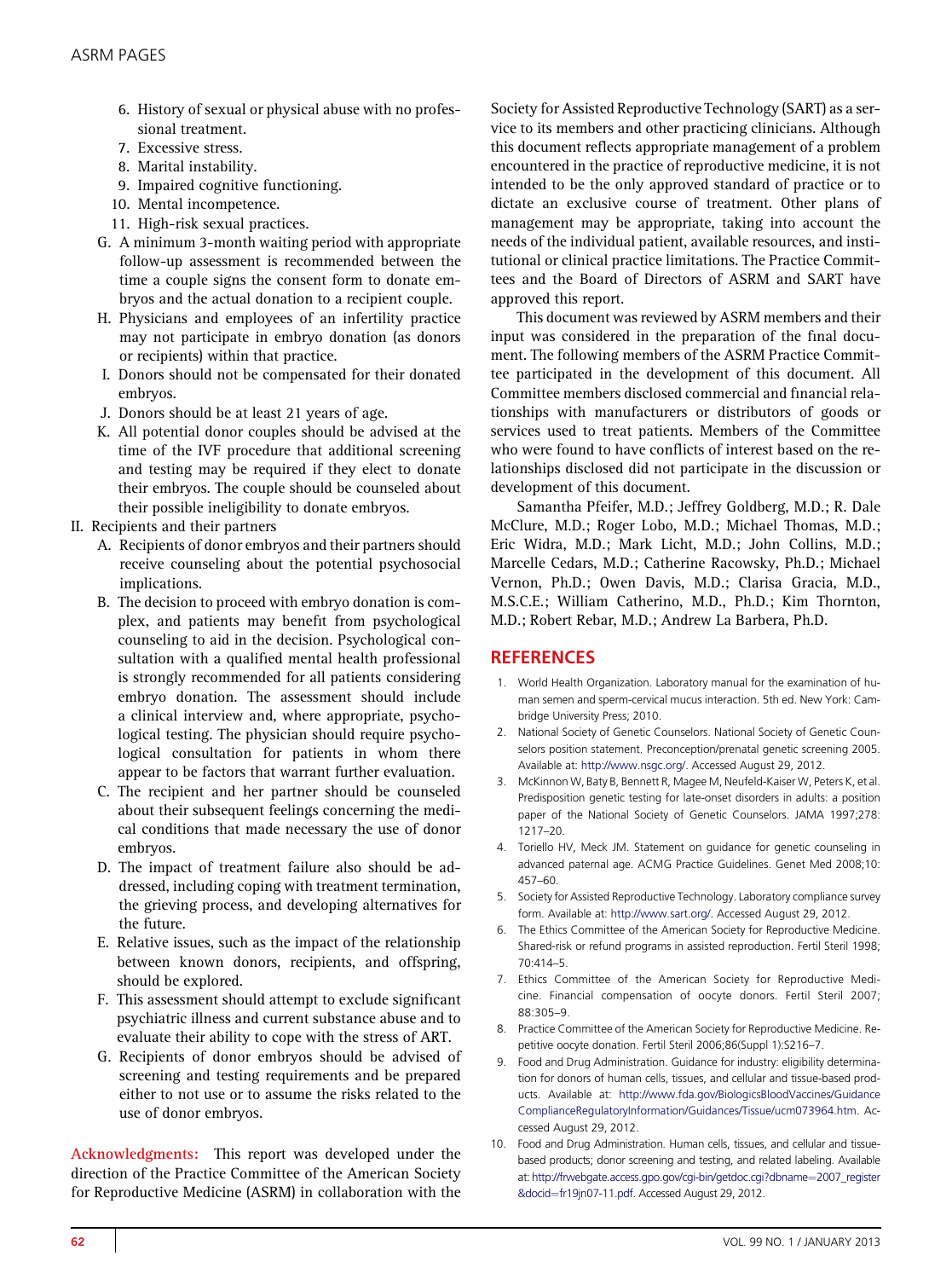6. History of sexual or physical abuse with no professional treatment.
7. Excessive stress.
8. Marital instability.
9. Impaired cognitive functioning.
10. Mental incompetence.
11. High-risk sexual practices.

G. A minimum 3-month waiting period with appropriate follow-up assessment is recommended between the time a couple signs the consent form to donate embryos and the actual donation to a recipient couple.

H. Physicians and employees of an infertility practice may not participate in embryo donation (as donors or recipients) within that practice.

I. Donors should not be compensated for their donated embryos.

J. Donors should be at least 21 years of age.

K. All potential donor couples should be advised at the time of the IVF procedure that additional screening and testing may be required if they elect to donate their embryos. The couple should be counseled about their possible ineligibility to donate embryos.

II. Recipients and their partners

A. Recipients of donor embryos and their partners should receive counseling about the potential psychosocial implications.

B. The decision to proceed with embryo donation is complex, and patients may benefit from psychological counseling to aid in the decision. Psychological consultation with a qualified mental health professional is strongly recommended for all patients considering embryo donation. The assessment should include a clinical interview and, where appropriate, psychological testing. The physician should require psychological consultation for patients in whom there appear to be factors that warrant further evaluation.

C. The recipient and her partner should be counseled about their subsequent feelings concerning the medical conditions that made necessary the use of donor embryos.

D. The impact of treatment failure also should be addressed, including coping with treatment termination, the grieving process, and developing alternatives for the future.

E. Relative issues, such as the impact of the relationship between known donors, recipients, and offspring, should be explored.

F. This assessment should attempt to exclude significant psychiatric illness and current substance abuse and to evaluate their ability to cope with the stress of ART.

G. Recipients of donor embryos should be advised of screening and testing requirements and be prepared either to not use or to assume the risks related to the use of donor embryos.

**Acknowledgments:** This report was developed under the direction of the Practice Committee of the American Society for Reproductive Medicine (ASRM) in collaboration with the Society for Assisted Reproductive Technology (SART) as a service to its members and other practicing clinicians. Although this document reflects appropriate management of a problem encountered in the practice of reproductive medicine, it is not intended to be the only approved standard of practice or to dictate an exclusive course of treatment. Other plans of management may be appropriate, taking into account the needs of the individual patient, available resources, and institutional or clinical practice limitations. The Practice Committees and the Board of Directors of ASRM and SART have approved this report.

This document was reviewed by ASRM members and their input was considered in the preparation of the final document. The following members of the ASRM Practice Committee participated in the development of this document. All Committee members disclosed commercial and financial relationships with manufacturers or distributors of goods or services used to treat patients. Members of the Committee who were found to have conflicts of interest based on the relationships disclosed did not participate in the discussion or development of this document.

Samantha Pfeifer, M.D.; Jeffrey Goldberg, M.D.; R. Dale McClure, M.D.; Roger Lobo, M.D.; Michael Thomas, M.D.; Eric Widra, M.D.; Mark Licht, M.D.; John Collins, M.D.; Marcelle Cedars, M.D.; Catherine Racowsky, Ph.D.; Michael Vernon, Ph.D.; Owen Davis, M.D.; Clarisa Gracia, M.D., M.S.C.E.; William Catherino, M.D., Ph.D.; Kim Thornton, M.D.; Robert Rebar, M.D.; Andrew La Barbera, Ph.D.

## REFERENCES

1. World Health Organization. Laboratory manual for the examination of human semen and sperm-cervical mucus interaction. 5th ed. New York: Cambridge University Press; 2010.
2. National Society of Genetic Counselors. National Society of Genetic Counselors position statement. Preconception/prenatal genetic screening 2005. Available at: http://www.nsgc.org/. Accessed August 29, 2012.
3. McKinnon W, Baty B, Bennett R, Magee M, Neufeld-Kaiser W, Peters K, et al. Predisposition genetic testing for late-onset disorders in adults: a position paper of the National Society of Genetic Counselors. JAMA 1997;278:1217–20.
4. Toriello HV, Meck JM. Statement on guidance for genetic counseling in advanced paternal age. ACMG Practice Guidelines. Genet Med 2008;10:457–60.
5. Society for Assisted Reproductive Technology. Laboratory compliance survey form. Available at: http://www.sart.org/. Accessed August 29, 2012.
6. The Ethics Committee of the American Society for Reproductive Medicine. Shared-risk or refund programs in assisted reproduction. Fertil Steril 1998;70:414–5.
7. Ethics Committee of the American Society for Reproductive Medicine. Financial compensation of oocyte donors. Fertil Steril 2007;88:305–9.
8. Practice Committee of the American Society for Reproductive Medicine. Repetitive oocyte donation. Fertil Steril 2006;86(Suppl 1):S216–7.
9. Food and Drug Administration. Guidance for industry: eligibility determination for donors of human cells, tissues, and cellular and tissue-based products. Available at: http://www.fda.gov/BiologicsBloodVaccines/GuidanceComplianceRegulatoryInformation/Guidances/Tissue/ucm073964.htm. Accessed August 29, 2012.
10. Food and Drug Administration. Human cells, tissues, and cellular and tissue-based products; donor screening and testing, and related labeling. Available at: http://frwebgate.access.gpo.gov/cgi-bin/getdoc.cgi?dbname=2007_register&docid=fr19jn07-11.pdf. Accessed August 29, 2012.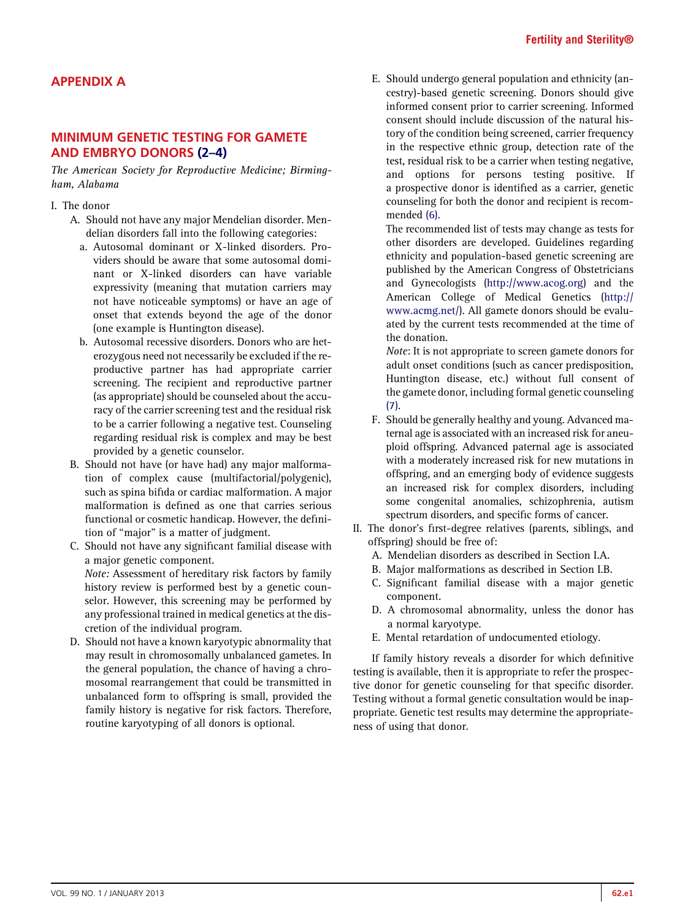## APPENDIX A

## MINIMUM GENETIC TESTING FOR GAMETE AND EMBRYO DONORS (2–4)

*The American Society for Reproductive Medicine; Birmingham, Alabama*

I. The donor

A. Should not have any major Mendelian disorder. Mendelian disorders fall into the following categories:

a. Autosomal dominant or X-linked disorders. Providers should be aware that some autosomal dominant or X-linked disorders can have variable expressivity (meaning that mutation carriers may not have noticeable symptoms) or have an age of onset that extends beyond the age of the donor (one example is Huntington disease).

b. Autosomal recessive disorders. Donors who are heterozygous need not necessarily be excluded if the reproductive partner has had appropriate carrier screening. The recipient and reproductive partner (as appropriate) should be counseled about the accuracy of the carrier screening test and the residual risk to be a carrier following a negative test. Counseling regarding residual risk is complex and may be best provided by a genetic counselor.

B. Should not have (or have had) any major malformation of complex cause (multifactorial/polygenic), such as spina bifida or cardiac malformation. A major malformation is defined as one that carries serious functional or cosmetic handicap. However, the definition of "major" is a matter of judgment.

C. Should not have any significant familial disease with a major genetic component.

*Note:* Assessment of hereditary risk factors by family history review is performed best by a genetic counselor. However, this screening may be performed by any professional trained in medical genetics at the discretion of the individual program.

D. Should not have a known karyotypic abnormality that may result in chromosomally unbalanced gametes. In the general population, the chance of having a chromosomal rearrangement that could be transmitted in unbalanced form to offspring is small, provided the family history is negative for risk factors. Therefore, routine karyotyping of all donors is optional.

E. Should undergo general population and ethnicity (ancestry)-based genetic screening. Donors should give informed consent prior to carrier screening. Informed consent should include discussion of the natural history of the condition being screened, carrier frequency in the respective ethnic group, detection rate of the test, residual risk to be a carrier when testing negative, and options for persons testing positive. If a prospective donor is identified as a carrier, genetic counseling for both the donor and recipient is recommended (6).

The recommended list of tests may change as tests for other disorders are developed. Guidelines regarding ethnicity and population-based genetic screening are published by the American Congress of Obstetricians and Gynecologists (http://www.acog.org) and the American College of Medical Genetics (http://www.acmg.net/). All gamete donors should be evaluated by the current tests recommended at the time of the donation.

*Note*: It is not appropriate to screen gamete donors for adult onset conditions (such as cancer predisposition, Huntington disease, etc.) without full consent of the gamete donor, including formal genetic counseling (7).

F. Should be generally healthy and young. Advanced maternal age is associated with an increased risk for aneuploid offspring. Advanced paternal age is associated with a moderately increased risk for new mutations in offspring, and an emerging body of evidence suggests an increased risk for complex disorders, including some congenital anomalies, schizophrenia, autism spectrum disorders, and specific forms of cancer.

II. The donor's first-degree relatives (parents, siblings, and offspring) should be free of:

A. Mendelian disorders as described in Section I.A.

B. Major malformations as described in Section I.B.

C. Significant familial disease with a major genetic component.

D. A chromosomal abnormality, unless the donor has a normal karyotype.

E. Mental retardation of undocumented etiology.

If family history reveals a disorder for which definitive testing is available, then it is appropriate to refer the prospective donor for genetic counseling for that specific disorder. Testing without a formal genetic consultation would be inappropriate. Genetic test results may determine the appropriateness of using that donor.